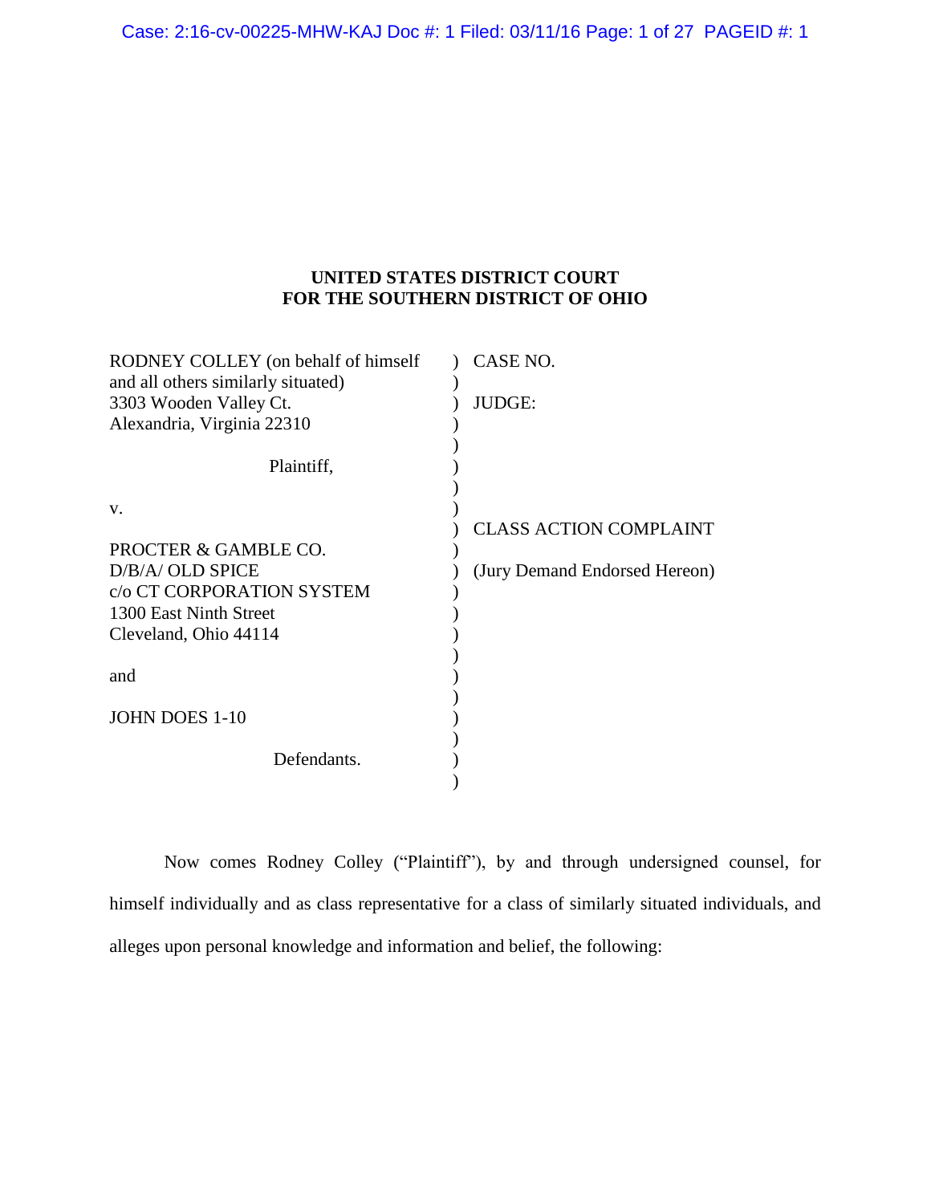**UNITED STATES DISTRICT COURT**
**FOR THE SOUTHERN DISTRICT OF OHIO**

| | | |
|---|---|---|
| RODNEY COLLEY (on behalf of himself and all others similarly situated) | ) | CASE NO. |
| 3303 Wooden Valley Ct. | ) | JUDGE: |
| Alexandria, Virginia 22310 | ) | |
| Plaintiff, | ) | |
| v. | ) | |
| | ) | CLASS ACTION COMPLAINT |
| PROCTER & GAMBLE CO. | ) | |
| D/B/A/ OLD SPICE | ) | (Jury Demand Endorsed Hereon) |
| c/o CT CORPORATION SYSTEM | ) | |
| 1300 East Ninth Street | ) | |
| Cleveland, Ohio 44114 | ) | |
| and | ) | |
| JOHN DOES 1-10 | ) | |
| Defendants. | ) | |

Now comes Rodney Colley ("Plaintiff"), by and through undersigned counsel, for himself individually and as class representative for a class of similarly situated individuals, and alleges upon personal knowledge and information and belief, the following: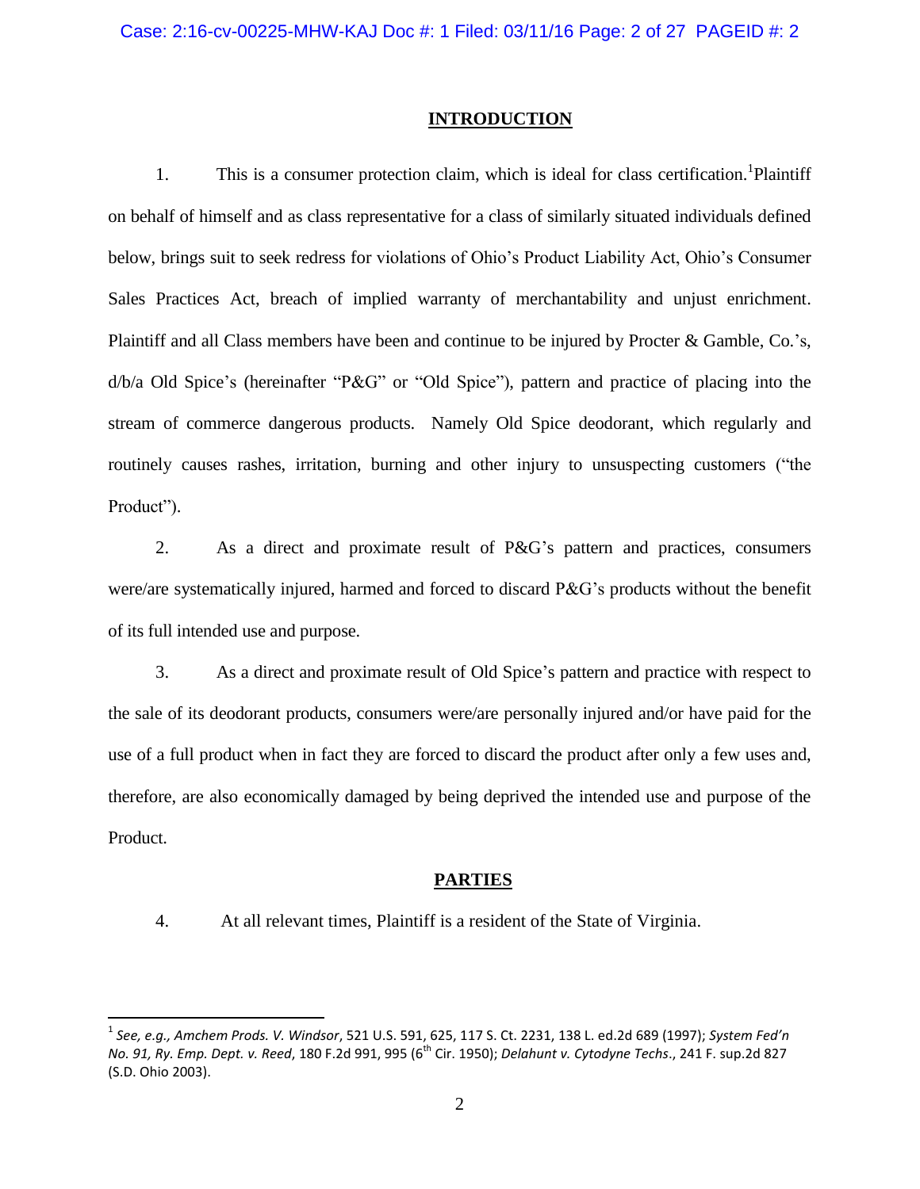## INTRODUCTION

1. This is a consumer protection claim, which is ideal for class certification.[1] Plaintiff on behalf of himself and as class representative for a class of similarly situated individuals defined below, brings suit to seek redress for violations of Ohio's Product Liability Act, Ohio's Consumer Sales Practices Act, breach of implied warranty of merchantability and unjust enrichment. Plaintiff and all Class members have been and continue to be injured by Procter & Gamble, Co.'s, d/b/a Old Spice's (hereinafter "P&G" or "Old Spice"), pattern and practice of placing into the stream of commerce dangerous products. Namely Old Spice deodorant, which regularly and routinely causes rashes, irritation, burning and other injury to unsuspecting customers ("the Product").

2. As a direct and proximate result of P&G's pattern and practices, consumers were/are systematically injured, harmed and forced to discard P&G's products without the benefit of its full intended use and purpose.

3. As a direct and proximate result of Old Spice's pattern and practice with respect to the sale of its deodorant products, consumers were/are personally injured and/or have paid for the use of a full product when in fact they are forced to discard the product after only a few uses and, therefore, are also economically damaged by being deprived the intended use and purpose of the Product.

## PARTIES

4. At all relevant times, Plaintiff is a resident of the State of Virginia.

---

[1] *See, e.g., Amchem Prods. V. Windsor*, 521 U.S. 591, 625, 117 S. Ct. 2231, 138 L. ed.2d 689 (1997); *System Fed'n No. 91, Ry. Emp. Dept. v. Reed*, 180 F.2d 991, 995 (6th Cir. 1950); *Delahunt v. Cytodyne Techs*., 241 F. sup.2d 827 (S.D. Ohio 2003).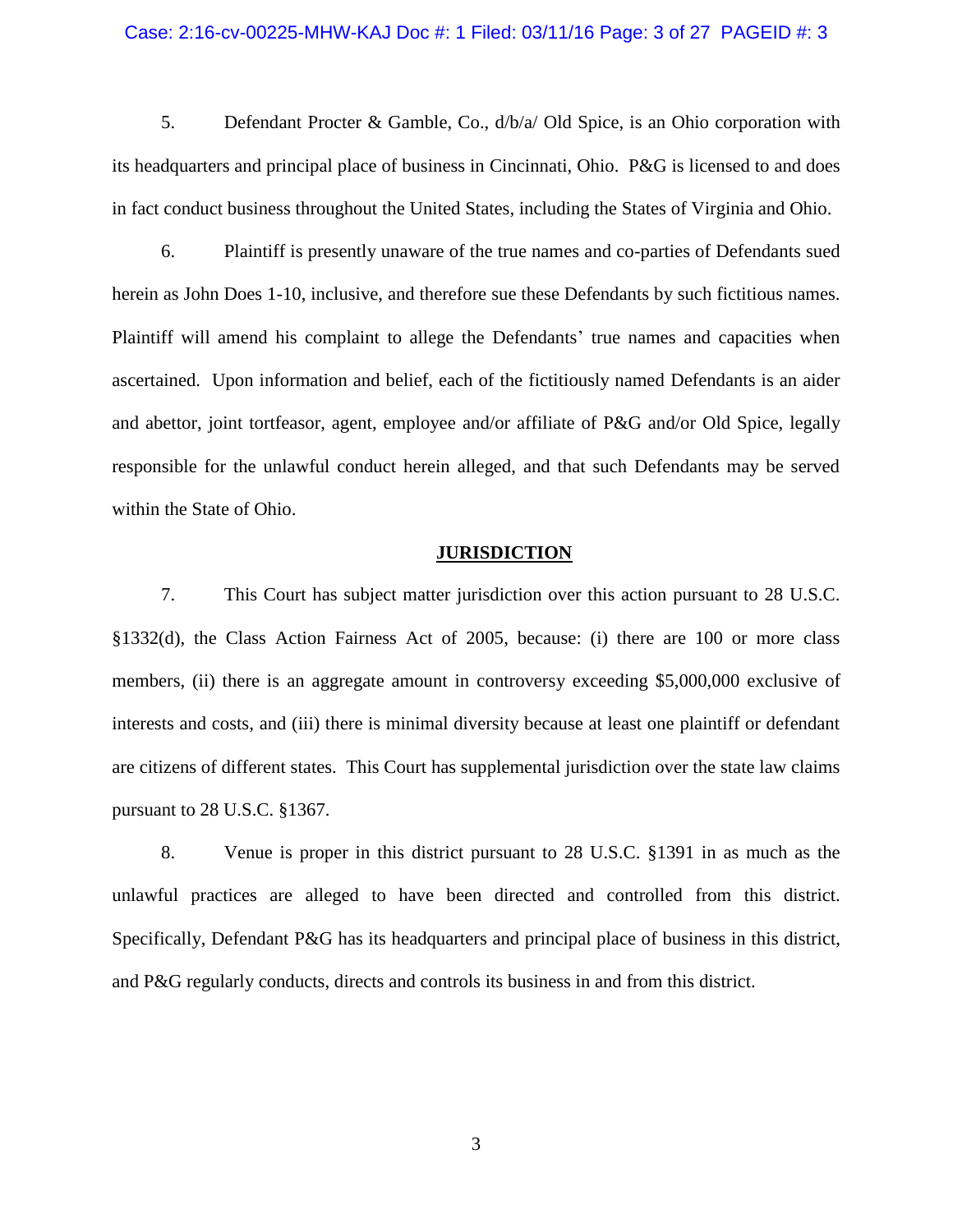5. Defendant Procter & Gamble, Co., d/b/a/ Old Spice, is an Ohio corporation with its headquarters and principal place of business in Cincinnati, Ohio. P&G is licensed to and does in fact conduct business throughout the United States, including the States of Virginia and Ohio.

6. Plaintiff is presently unaware of the true names and co-parties of Defendants sued herein as John Does 1-10, inclusive, and therefore sue these Defendants by such fictitious names. Plaintiff will amend his complaint to allege the Defendants' true names and capacities when ascertained. Upon information and belief, each of the fictitiously named Defendants is an aider and abettor, joint tortfeasor, agent, employee and/or affiliate of P&G and/or Old Spice, legally responsible for the unlawful conduct herein alleged, and that such Defendants may be served within the State of Ohio.

## JURISDICTION

7. This Court has subject matter jurisdiction over this action pursuant to 28 U.S.C. §1332(d), the Class Action Fairness Act of 2005, because: (i) there are 100 or more class members, (ii) there is an aggregate amount in controversy exceeding $5,000,000 exclusive of interests and costs, and (iii) there is minimal diversity because at least one plaintiff or defendant are citizens of different states. This Court has supplemental jurisdiction over the state law claims pursuant to 28 U.S.C. §1367.

8. Venue is proper in this district pursuant to 28 U.S.C. §1391 in as much as the unlawful practices are alleged to have been directed and controlled from this district. Specifically, Defendant P&G has its headquarters and principal place of business in this district, and P&G regularly conducts, directs and controls its business in and from this district.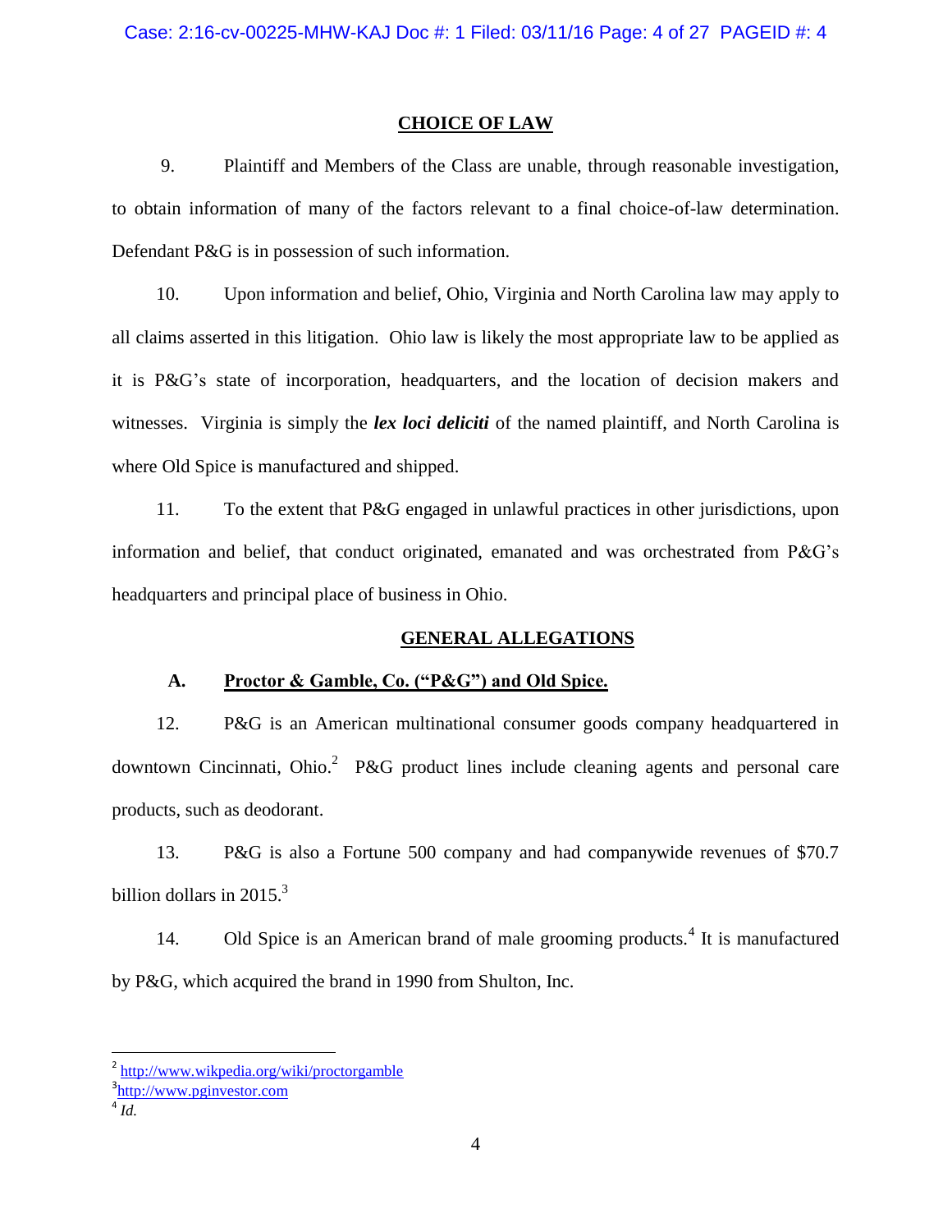## CHOICE OF LAW

9. Plaintiff and Members of the Class are unable, through reasonable investigation, to obtain information of many of the factors relevant to a final choice-of-law determination. Defendant P&G is in possession of such information.

10. Upon information and belief, Ohio, Virginia and North Carolina law may apply to all claims asserted in this litigation. Ohio law is likely the most appropriate law to be applied as it is P&G's state of incorporation, headquarters, and the location of decision makers and witnesses. Virginia is simply the ***lex loci deliciti*** of the named plaintiff, and North Carolina is where Old Spice is manufactured and shipped.

11. To the extent that P&G engaged in unlawful practices in other jurisdictions, upon information and belief, that conduct originated, emanated and was orchestrated from P&G's headquarters and principal place of business in Ohio.

## GENERAL ALLEGATIONS

### A. Proctor & Gamble, Co. ("P&G") and Old Spice.

12. P&G is an American multinational consumer goods company headquartered in downtown Cincinnati, Ohio.[2] P&G product lines include cleaning agents and personal care products, such as deodorant.

13. P&G is also a Fortune 500 company and had companywide revenues of $70.7 billion dollars in 2015.[3]

14. Old Spice is an American brand of male grooming products.[4] It is manufactured by P&G, which acquired the brand in 1990 from Shulton, Inc.

---

[2] http://www.wikpedia.org/wiki/proctorgamble

[3] http://www.pginvestor.com

[4] *Id.*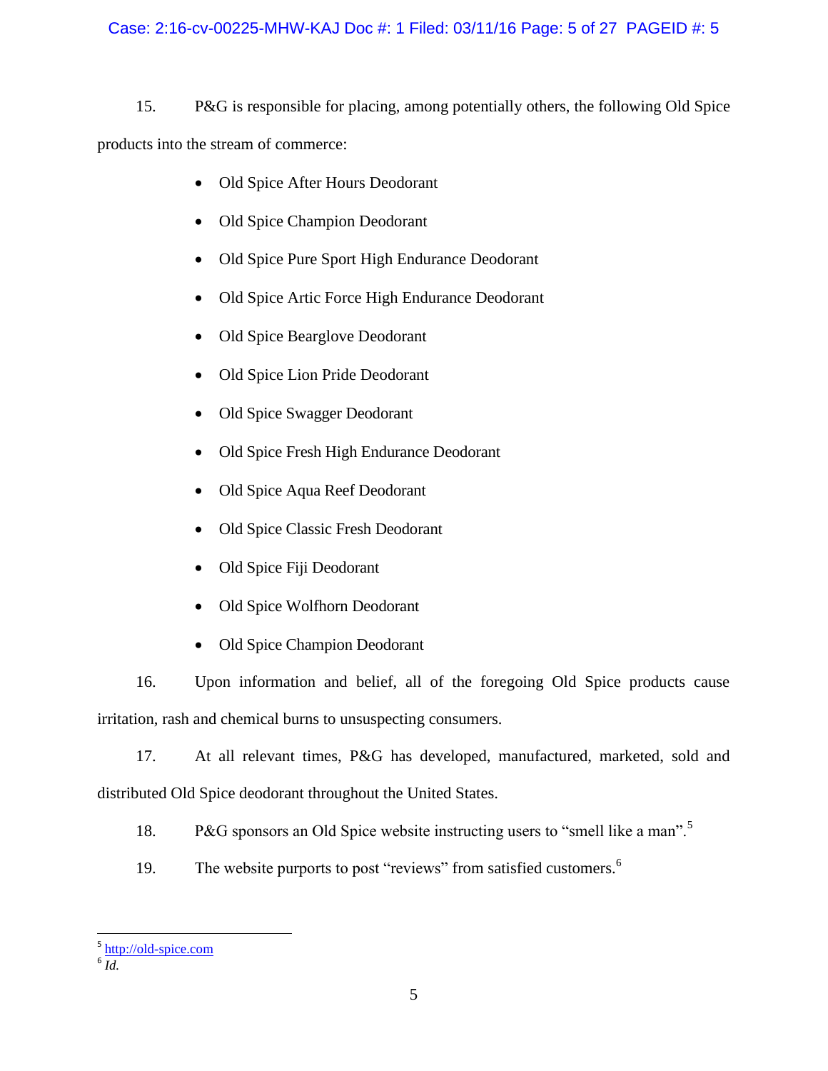15. P&G is responsible for placing, among potentially others, the following Old Spice products into the stream of commerce:

- Old Spice After Hours Deodorant
- Old Spice Champion Deodorant
- Old Spice Pure Sport High Endurance Deodorant
- Old Spice Artic Force High Endurance Deodorant
- Old Spice Bearglove Deodorant
- Old Spice Lion Pride Deodorant
- Old Spice Swagger Deodorant
- Old Spice Fresh High Endurance Deodorant
- Old Spice Aqua Reef Deodorant
- Old Spice Classic Fresh Deodorant
- Old Spice Fiji Deodorant
- Old Spice Wolfhorn Deodorant
- Old Spice Champion Deodorant

16. Upon information and belief, all of the foregoing Old Spice products cause irritation, rash and chemical burns to unsuspecting consumers.

17. At all relevant times, P&G has developed, manufactured, marketed, sold and distributed Old Spice deodorant throughout the United States.

18. P&G sponsors an Old Spice website instructing users to "smell like a man".[5]

19. The website purports to post "reviews" from satisfied customers.[6]

---

[5] http://old-spice.com

[6] *Id.*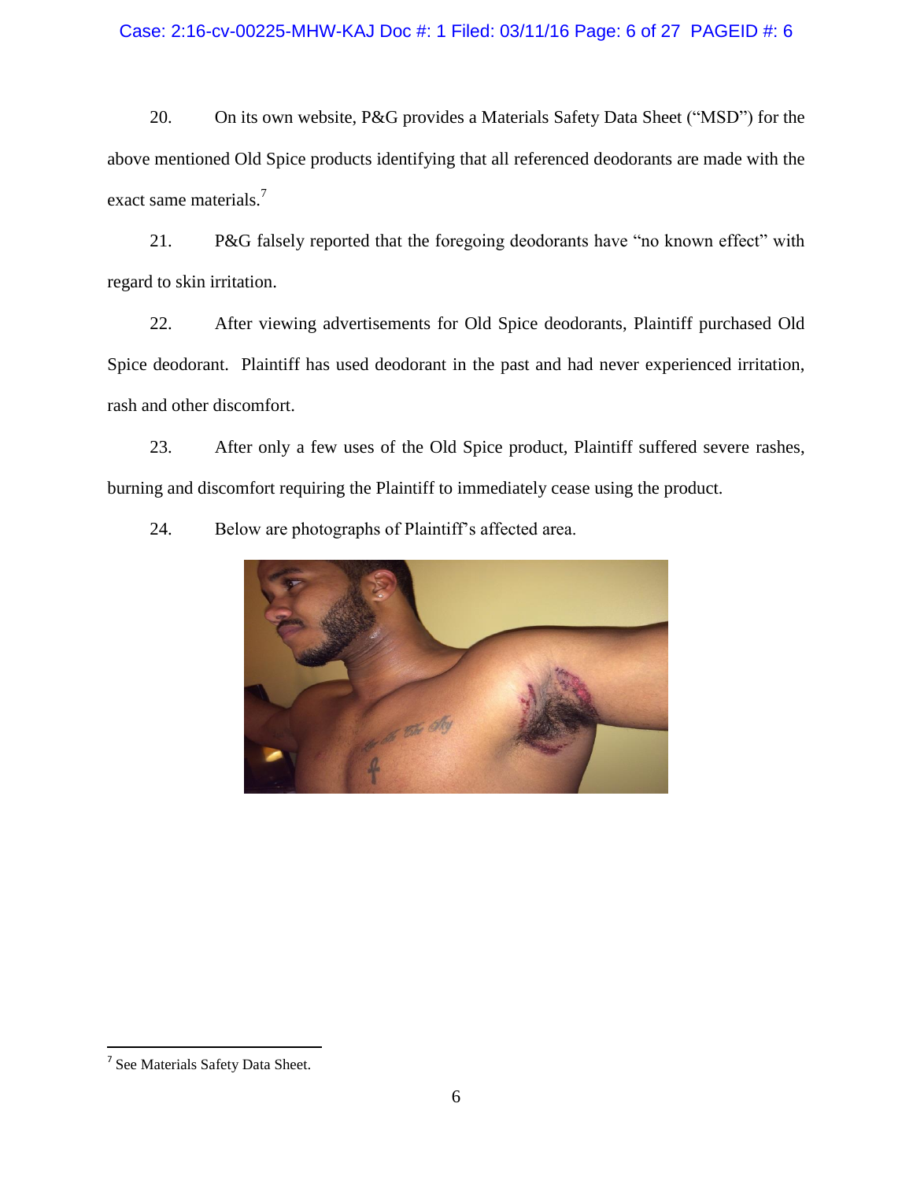20. On its own website, P&G provides a Materials Safety Data Sheet ("MSD") for the above mentioned Old Spice products identifying that all referenced deodorants are made with the exact same materials.[7]

21. P&G falsely reported that the foregoing deodorants have "no known effect" with regard to skin irritation.

22. After viewing advertisements for Old Spice deodorants, Plaintiff purchased Old Spice deodorant. Plaintiff has used deodorant in the past and had never experienced irritation, rash and other discomfort.

23. After only a few uses of the Old Spice product, Plaintiff suffered severe rashes, burning and discomfort requiring the Plaintiff to immediately cease using the product.

24. Below are photographs of Plaintiff's affected area.

---

[7] See Materials Safety Data Sheet.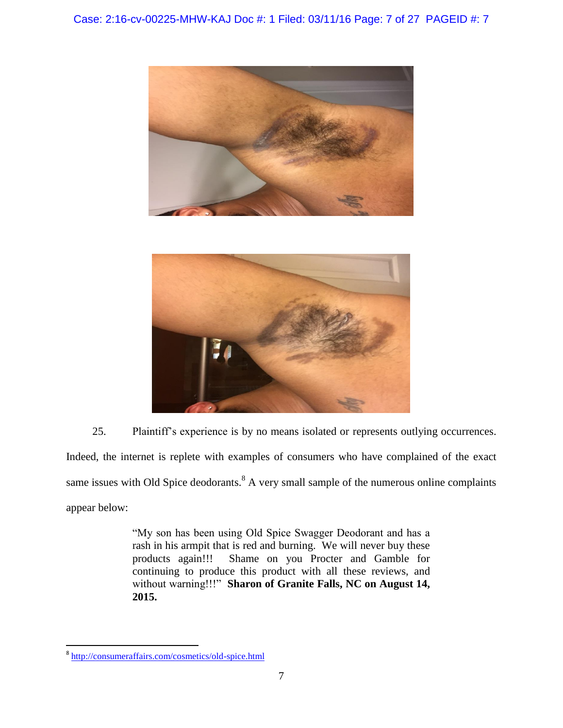25. Plaintiff's experience is by no means isolated or represents outlying occurrences. Indeed, the internet is replete with examples of consumers who have complained of the exact same issues with Old Spice deodorants.[8] A very small sample of the numerous online complaints appear below:

> "My son has been using Old Spice Swagger Deodorant and has a rash in his armpit that is red and burning. We will never buy these products again!!! Shame on you Procter and Gamble for continuing to produce this product with all these reviews, and without warning!!!" **Sharon of Granite Falls, NC on August 14, 2015.**

---

[8] http://consumeraffairs.com/cosmetics/old-spice.html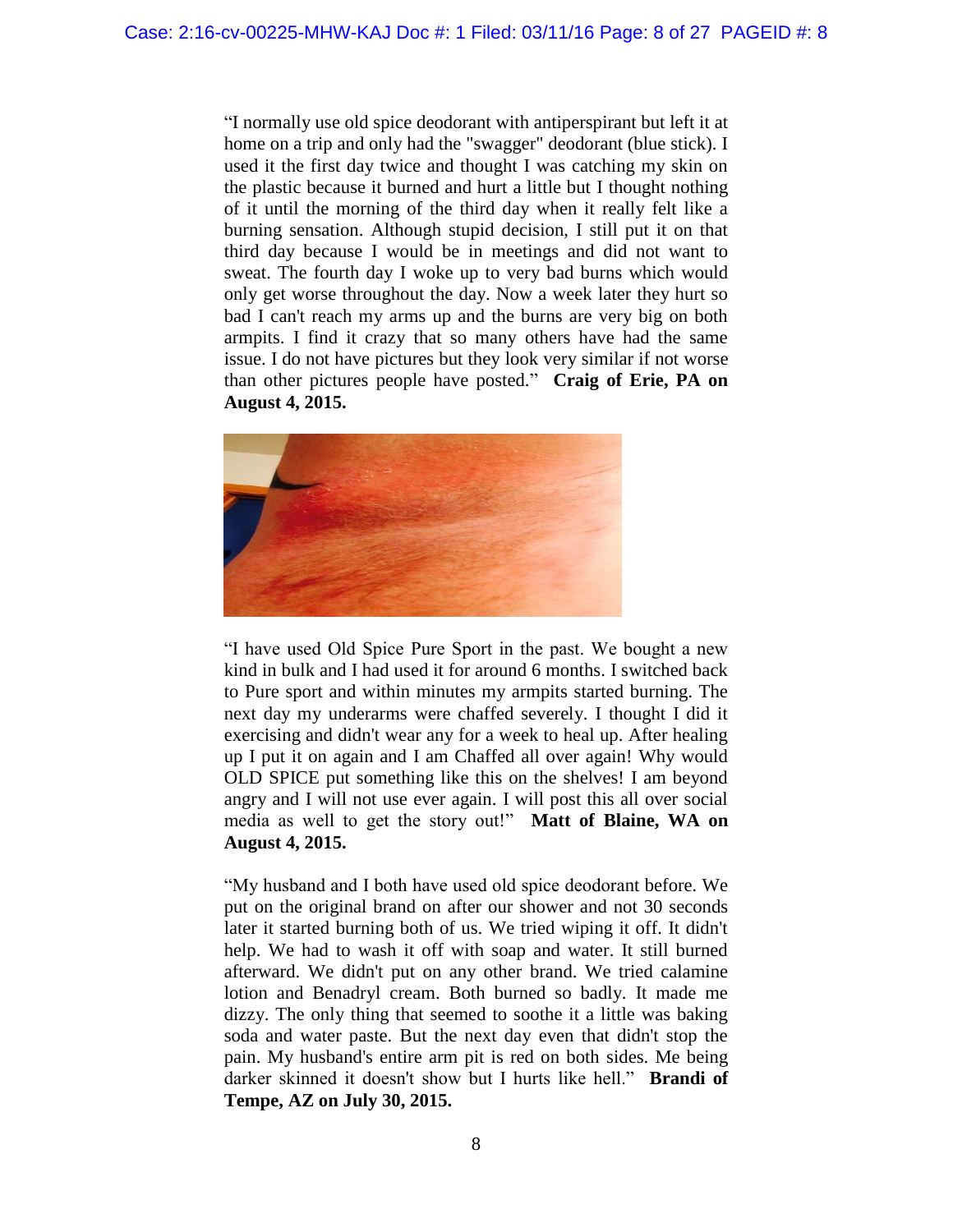"I normally use old spice deodorant with antiperspirant but left it at home on a trip and only had the "swagger" deodorant (blue stick). I used it the first day twice and thought I was catching my skin on the plastic because it burned and hurt a little but I thought nothing of it until the morning of the third day when it really felt like a burning sensation. Although stupid decision, I still put it on that third day because I would be in meetings and did not want to sweat. The fourth day I woke up to very bad burns which would only get worse throughout the day. Now a week later they hurt so bad I can't reach my arms up and the burns are very big on both armpits. I find it crazy that so many others have had the same issue. I do not have pictures but they look very similar if not worse than other pictures people have posted." **Craig of Erie, PA on August 4, 2015.**

"I have used Old Spice Pure Sport in the past. We bought a new kind in bulk and I had used it for around 6 months. I switched back to Pure sport and within minutes my armpits started burning. The next day my underarms were chaffed severely. I thought I did it exercising and didn't wear any for a week to heal up. After healing up I put it on again and I am Chaffed all over again! Why would OLD SPICE put something like this on the shelves! I am beyond angry and I will not use ever again. I will post this all over social media as well to get the story out!" **Matt of Blaine, WA on August 4, 2015.**

"My husband and I both have used old spice deodorant before. We put on the original brand on after our shower and not 30 seconds later it started burning both of us. We tried wiping it off. It didn't help. We had to wash it off with soap and water. It still burned afterward. We didn't put on any other brand. We tried calamine lotion and Benadryl cream. Both burned so badly. It made me dizzy. The only thing that seemed to soothe it a little was baking soda and water paste. But the next day even that didn't stop the pain. My husband's entire arm pit is red on both sides. Me being darker skinned it doesn't show but I hurts like hell." **Brandi of Tempe, AZ on July 30, 2015.**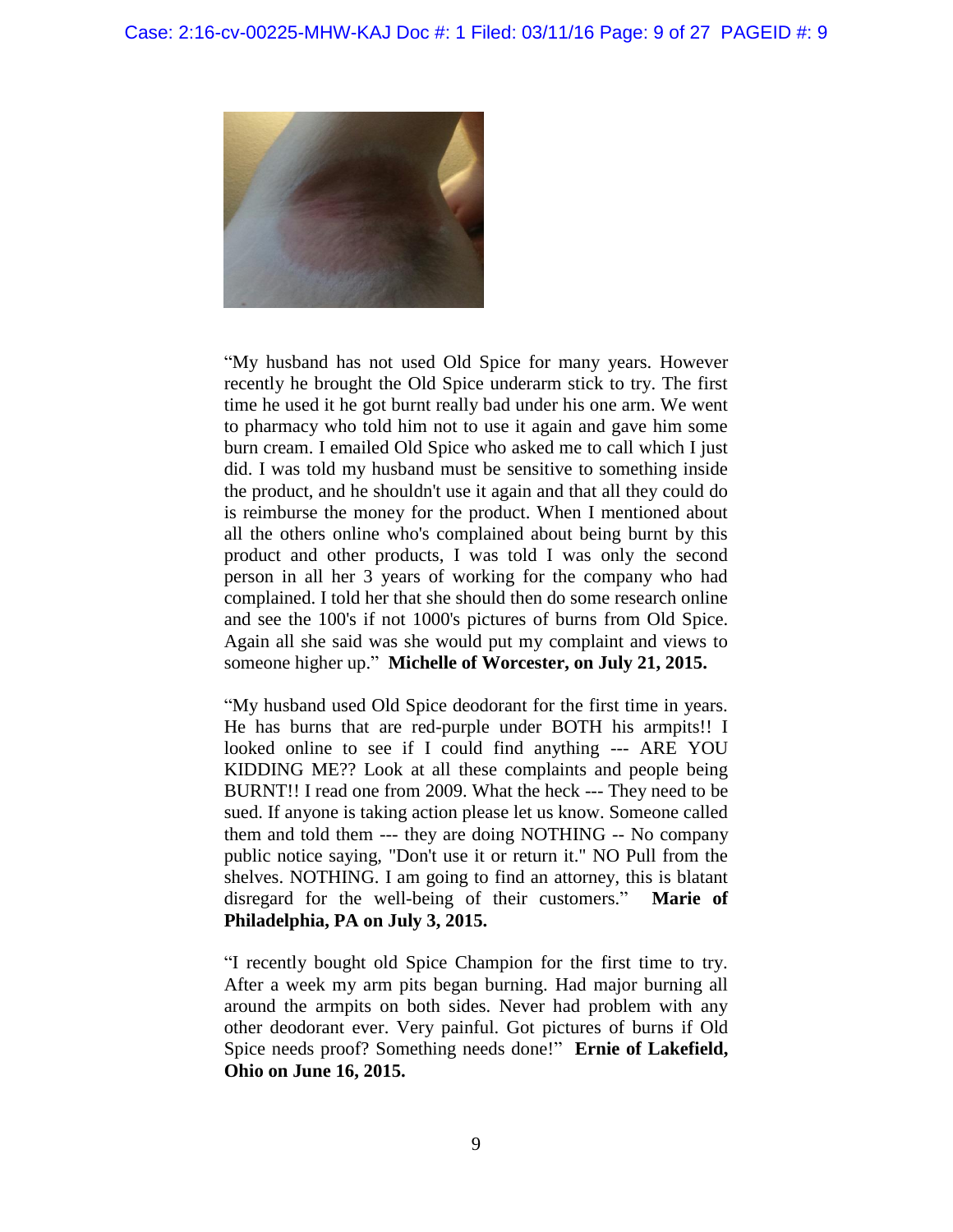"My husband has not used Old Spice for many years. However recently he brought the Old Spice underarm stick to try. The first time he used it he got burnt really bad under his one arm. We went to pharmacy who told him not to use it again and gave him some burn cream. I emailed Old Spice who asked me to call which I just did. I was told my husband must be sensitive to something inside the product, and he shouldn't use it again and that all they could do is reimburse the money for the product. When I mentioned about all the others online who's complained about being burnt by this product and other products, I was told I was only the second person in all her 3 years of working for the company who had complained. I told her that she should then do some research online and see the 100's if not 1000's pictures of burns from Old Spice. Again all she said was she would put my complaint and views to someone higher up." **Michelle of Worcester, on July 21, 2015.**

"My husband used Old Spice deodorant for the first time in years. He has burns that are red-purple under BOTH his armpits!! I looked online to see if I could find anything --- ARE YOU KIDDING ME?? Look at all these complaints and people being BURNT!! I read one from 2009. What the heck --- They need to be sued. If anyone is taking action please let us know. Someone called them and told them --- they are doing NOTHING -- No company public notice saying, "Don't use it or return it." NO Pull from the shelves. NOTHING. I am going to find an attorney, this is blatant disregard for the well-being of their customers." **Marie of Philadelphia, PA on July 3, 2015.**

"I recently bought old Spice Champion for the first time to try. After a week my arm pits began burning. Had major burning all around the armpits on both sides. Never had problem with any other deodorant ever. Very painful. Got pictures of burns if Old Spice needs proof? Something needs done!" **Ernie of Lakefield, Ohio on June 16, 2015.**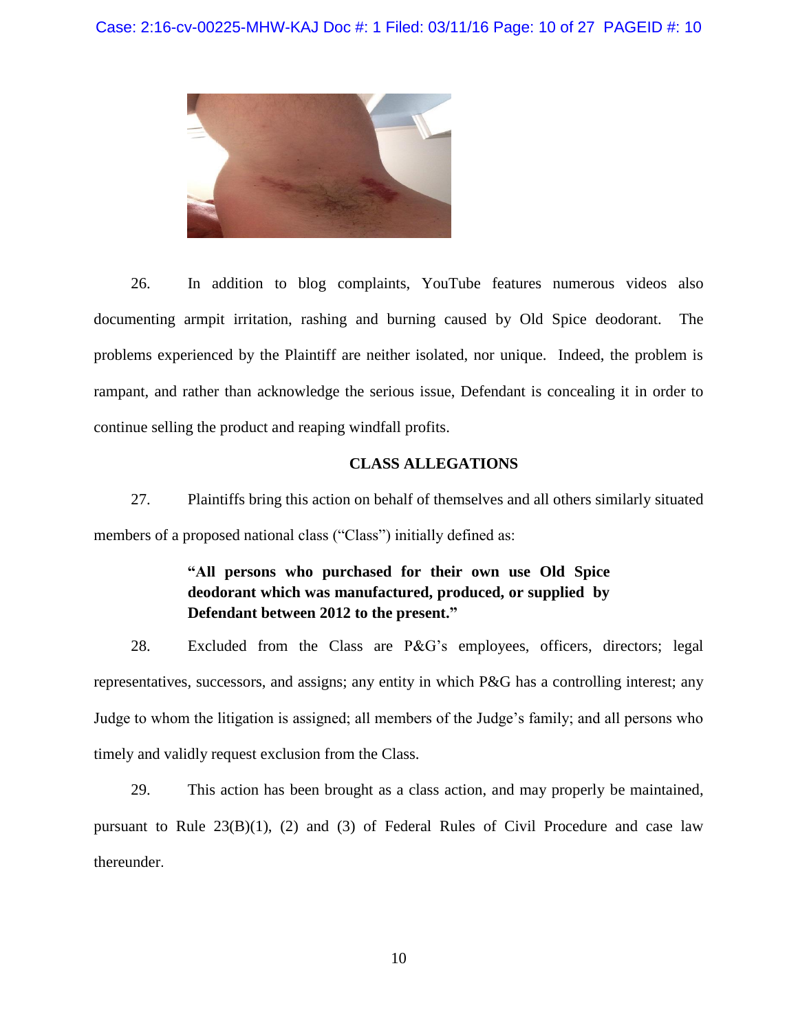26. In addition to blog complaints, YouTube features numerous videos also documenting armpit irritation, rashing and burning caused by Old Spice deodorant. The problems experienced by the Plaintiff are neither isolated, nor unique. Indeed, the problem is rampant, and rather than acknowledge the serious issue, Defendant is concealing it in order to continue selling the product and reaping windfall profits.

**CLASS ALLEGATIONS**

27. Plaintiffs bring this action on behalf of themselves and all others similarly situated members of a proposed national class ("Class") initially defined as:

> **"All persons who purchased for their own use Old Spice deodorant which was manufactured, produced, or supplied by Defendant between 2012 to the present."**

28. Excluded from the Class are P&G's employees, officers, directors; legal representatives, successors, and assigns; any entity in which P&G has a controlling interest; any Judge to whom the litigation is assigned; all members of the Judge's family; and all persons who timely and validly request exclusion from the Class.

29. This action has been brought as a class action, and may properly be maintained, pursuant to Rule 23(B)(1), (2) and (3) of Federal Rules of Civil Procedure and case law thereunder.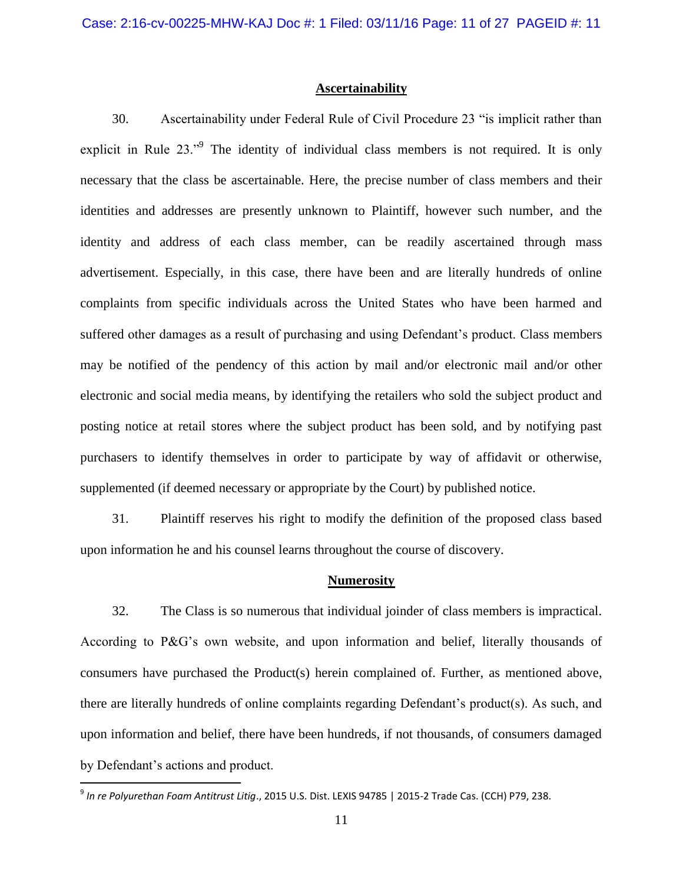## Ascertainability

30. Ascertainability under Federal Rule of Civil Procedure 23 "is implicit rather than explicit in Rule 23."[9] The identity of individual class members is not required. It is only necessary that the class be ascertainable. Here, the precise number of class members and their identities and addresses are presently unknown to Plaintiff, however such number, and the identity and address of each class member, can be readily ascertained through mass advertisement. Especially, in this case, there have been and are literally hundreds of online complaints from specific individuals across the United States who have been harmed and suffered other damages as a result of purchasing and using Defendant's product. Class members may be notified of the pendency of this action by mail and/or electronic mail and/or other electronic and social media means, by identifying the retailers who sold the subject product and posting notice at retail stores where the subject product has been sold, and by notifying past purchasers to identify themselves in order to participate by way of affidavit or otherwise, supplemented (if deemed necessary or appropriate by the Court) by published notice.

31. Plaintiff reserves his right to modify the definition of the proposed class based upon information he and his counsel learns throughout the course of discovery.

## Numerosity

32. The Class is so numerous that individual joinder of class members is impractical. According to P&G's own website, and upon information and belief, literally thousands of consumers have purchased the Product(s) herein complained of. Further, as mentioned above, there are literally hundreds of online complaints regarding Defendant's product(s). As such, and upon information and belief, there have been hundreds, if not thousands, of consumers damaged by Defendant's actions and product.

[9] *In re Polyurethan Foam Antitrust Litig.*, 2015 U.S. Dist. LEXIS 94785 | 2015-2 Trade Cas. (CCH) P79, 238.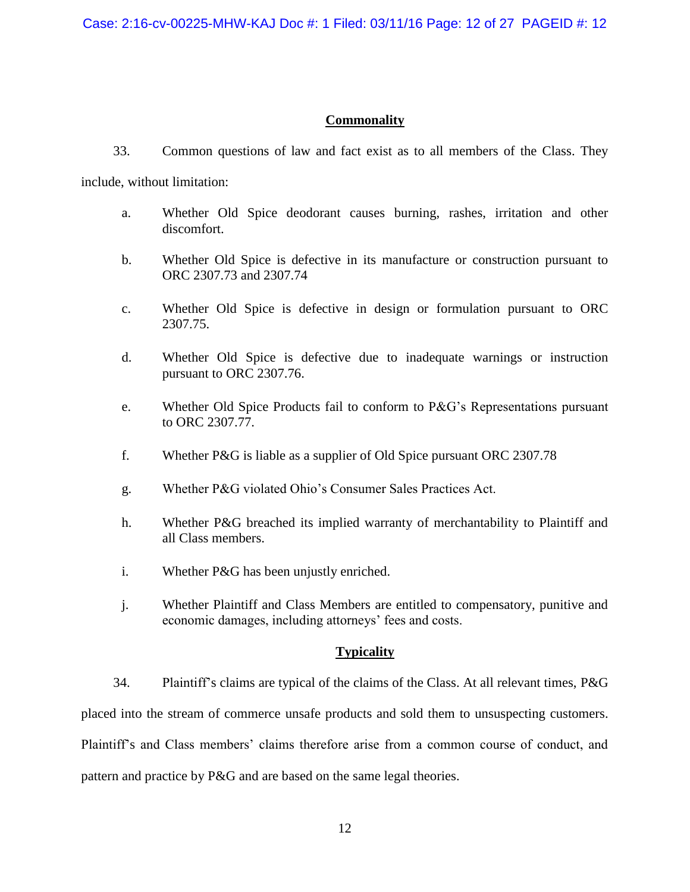**Commonality**

33. Common questions of law and fact exist as to all members of the Class. They include, without limitation:

a. Whether Old Spice deodorant causes burning, rashes, irritation and other discomfort.

b. Whether Old Spice is defective in its manufacture or construction pursuant to ORC 2307.73 and 2307.74

c. Whether Old Spice is defective in design or formulation pursuant to ORC 2307.75.

d. Whether Old Spice is defective due to inadequate warnings or instruction pursuant to ORC 2307.76.

e. Whether Old Spice Products fail to conform to P&G's Representations pursuant to ORC 2307.77.

f. Whether P&G is liable as a supplier of Old Spice pursuant ORC 2307.78

g. Whether P&G violated Ohio's Consumer Sales Practices Act.

h. Whether P&G breached its implied warranty of merchantability to Plaintiff and all Class members.

i. Whether P&G has been unjustly enriched.

j. Whether Plaintiff and Class Members are entitled to compensatory, punitive and economic damages, including attorneys' fees and costs.

**Typicality**

34. Plaintiff's claims are typical of the claims of the Class. At all relevant times, P&G placed into the stream of commerce unsafe products and sold them to unsuspecting customers. Plaintiff's and Class members' claims therefore arise from a common course of conduct, and pattern and practice by P&G and are based on the same legal theories.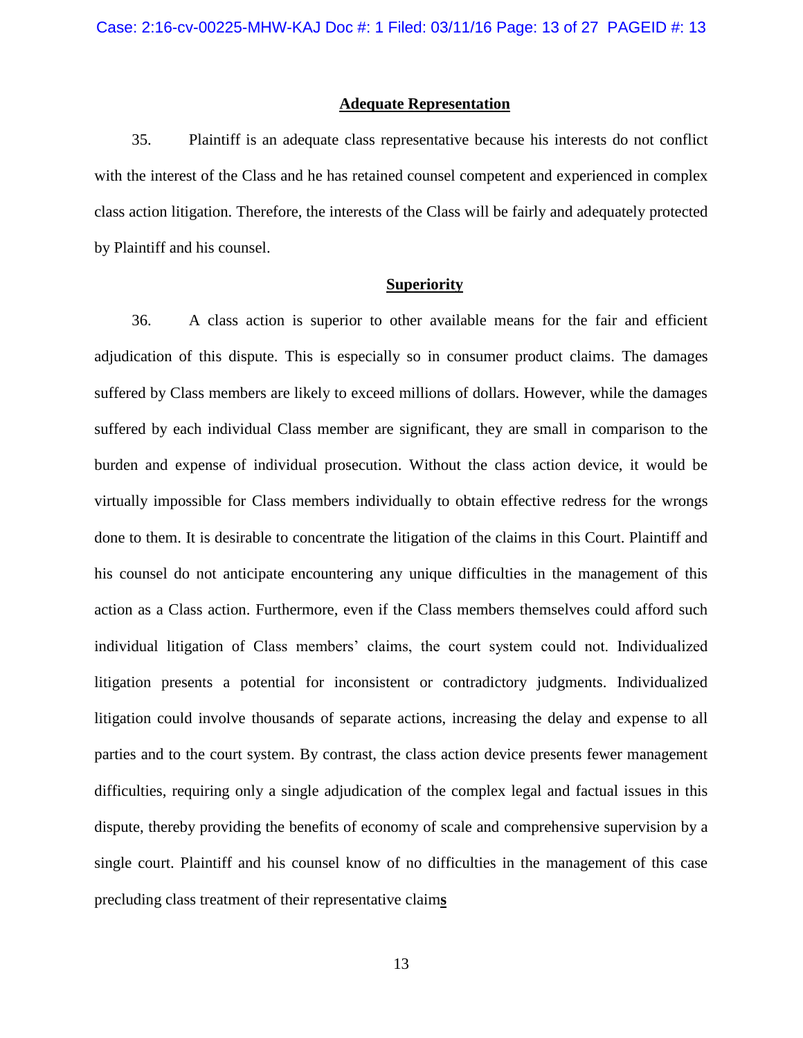**Adequate Representation**

35. Plaintiff is an adequate class representative because his interests do not conflict with the interest of the Class and he has retained counsel competent and experienced in complex class action litigation. Therefore, the interests of the Class will be fairly and adequately protected by Plaintiff and his counsel.

**Superiority**

36. A class action is superior to other available means for the fair and efficient adjudication of this dispute. This is especially so in consumer product claims. The damages suffered by Class members are likely to exceed millions of dollars. However, while the damages suffered by each individual Class member are significant, they are small in comparison to the burden and expense of individual prosecution. Without the class action device, it would be virtually impossible for Class members individually to obtain effective redress for the wrongs done to them. It is desirable to concentrate the litigation of the claims in this Court. Plaintiff and his counsel do not anticipate encountering any unique difficulties in the management of this action as a Class action. Furthermore, even if the Class members themselves could afford such individual litigation of Class members' claims, the court system could not. Individualized litigation presents a potential for inconsistent or contradictory judgments. Individualized litigation could involve thousands of separate actions, increasing the delay and expense to all parties and to the court system. By contrast, the class action device presents fewer management difficulties, requiring only a single adjudication of the complex legal and factual issues in this dispute, thereby providing the benefits of economy of scale and comprehensive supervision by a single court. Plaintiff and his counsel know of no difficulties in the management of this case precluding class treatment of their representative claims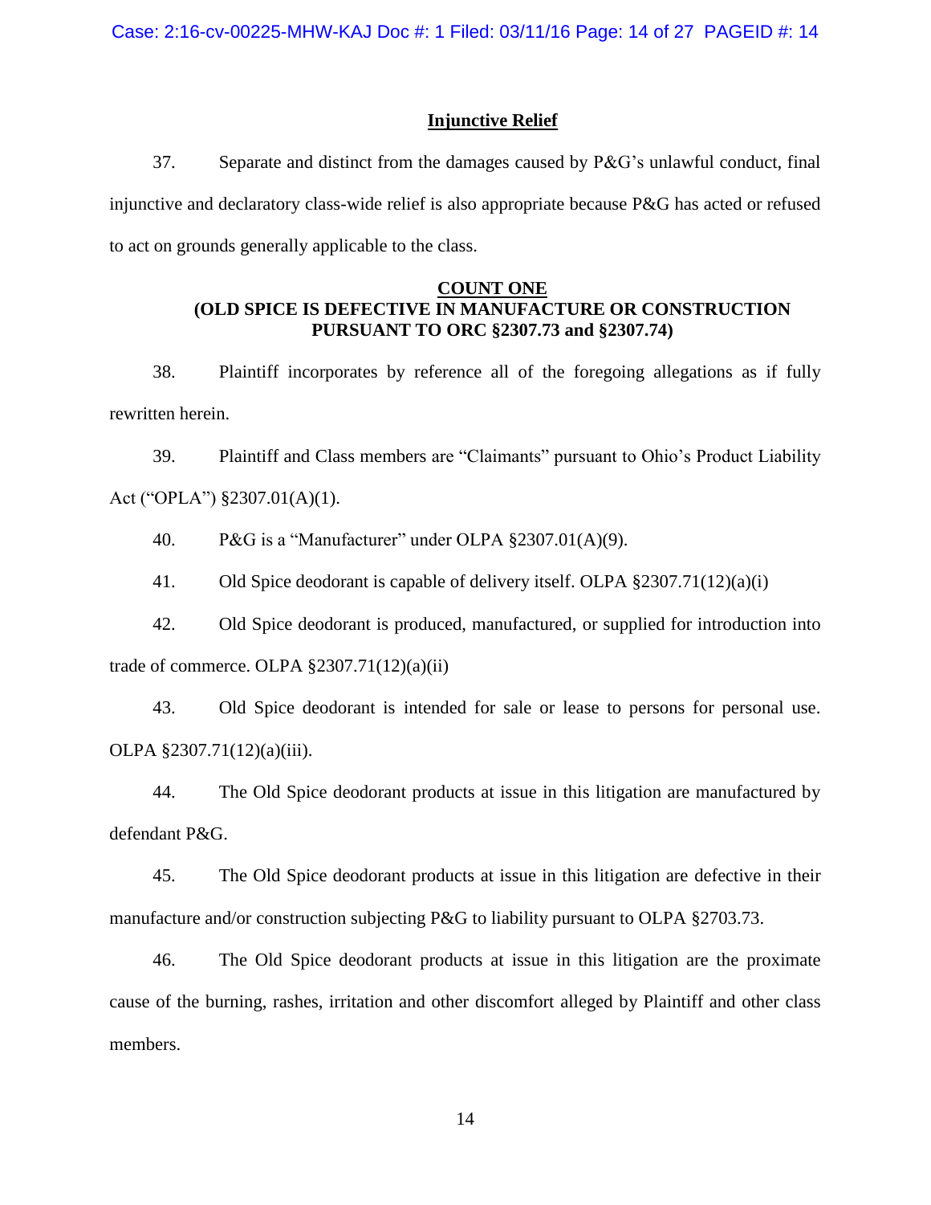## Injunctive Relief

37. Separate and distinct from the damages caused by P&G's unlawful conduct, final injunctive and declaratory class-wide relief is also appropriate because P&G has acted or refused to act on grounds generally applicable to the class.

## COUNT ONE
## (OLD SPICE IS DEFECTIVE IN MANUFACTURE OR CONSTRUCTION PURSUANT TO ORC §2307.73 and §2307.74)

38. Plaintiff incorporates by reference all of the foregoing allegations as if fully rewritten herein.

39. Plaintiff and Class members are "Claimants" pursuant to Ohio's Product Liability Act ("OPLA") §2307.01(A)(1).

40. P&G is a "Manufacturer" under OLPA §2307.01(A)(9).

41. Old Spice deodorant is capable of delivery itself. OLPA §2307.71(12)(a)(i)

42. Old Spice deodorant is produced, manufactured, or supplied for introduction into trade of commerce. OLPA §2307.71(12)(a)(ii)

43. Old Spice deodorant is intended for sale or lease to persons for personal use. OLPA §2307.71(12)(a)(iii).

44. The Old Spice deodorant products at issue in this litigation are manufactured by defendant P&G.

45. The Old Spice deodorant products at issue in this litigation are defective in their manufacture and/or construction subjecting P&G to liability pursuant to OLPA §2703.73.

46. The Old Spice deodorant products at issue in this litigation are the proximate cause of the burning, rashes, irritation and other discomfort alleged by Plaintiff and other class members.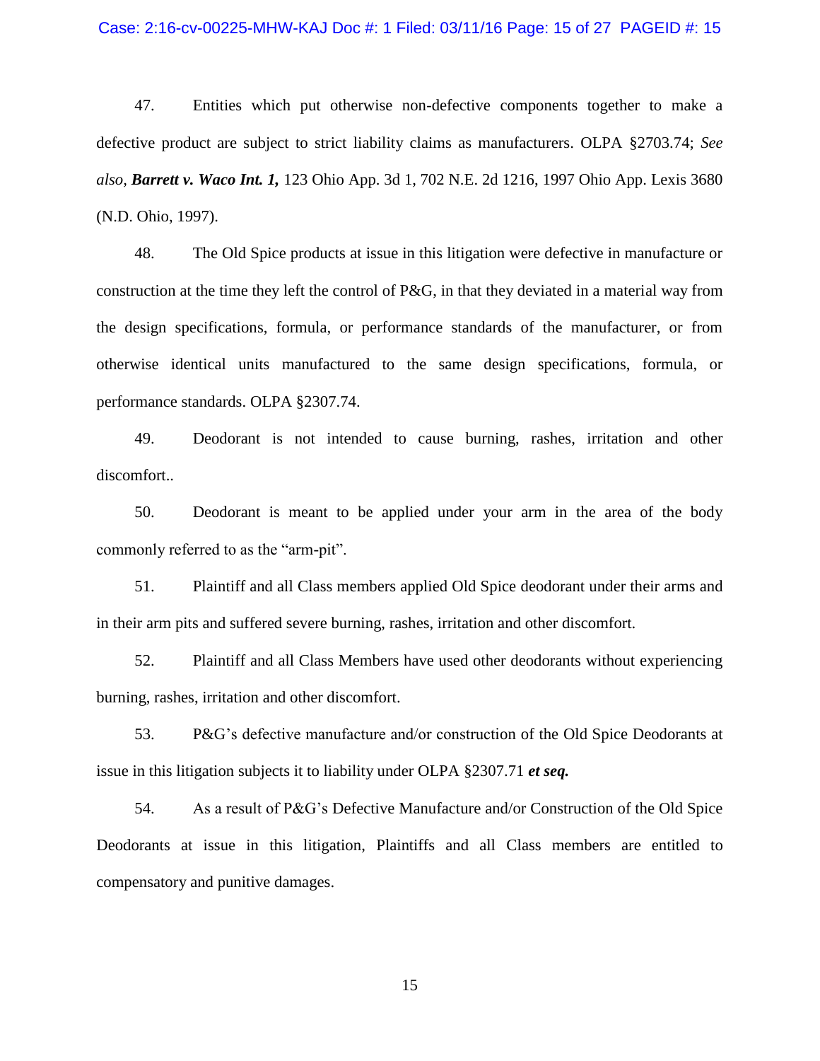47. Entities which put otherwise non-defective components together to make a defective product are subject to strict liability claims as manufacturers. OLPA §2703.74; *See also,* ***Barrett v. Waco Int. 1,*** 123 Ohio App. 3d 1, 702 N.E. 2d 1216, 1997 Ohio App. Lexis 3680 (N.D. Ohio, 1997).

48. The Old Spice products at issue in this litigation were defective in manufacture or construction at the time they left the control of P&G, in that they deviated in a material way from the design specifications, formula, or performance standards of the manufacturer, or from otherwise identical units manufactured to the same design specifications, formula, or performance standards. OLPA §2307.74.

49. Deodorant is not intended to cause burning, rashes, irritation and other discomfort..

50. Deodorant is meant to be applied under your arm in the area of the body commonly referred to as the "arm-pit".

51. Plaintiff and all Class members applied Old Spice deodorant under their arms and in their arm pits and suffered severe burning, rashes, irritation and other discomfort.

52. Plaintiff and all Class Members have used other deodorants without experiencing burning, rashes, irritation and other discomfort.

53. P&G's defective manufacture and/or construction of the Old Spice Deodorants at issue in this litigation subjects it to liability under OLPA §2307.71 ***et seq.***

54. As a result of P&G's Defective Manufacture and/or Construction of the Old Spice Deodorants at issue in this litigation, Plaintiffs and all Class members are entitled to compensatory and punitive damages.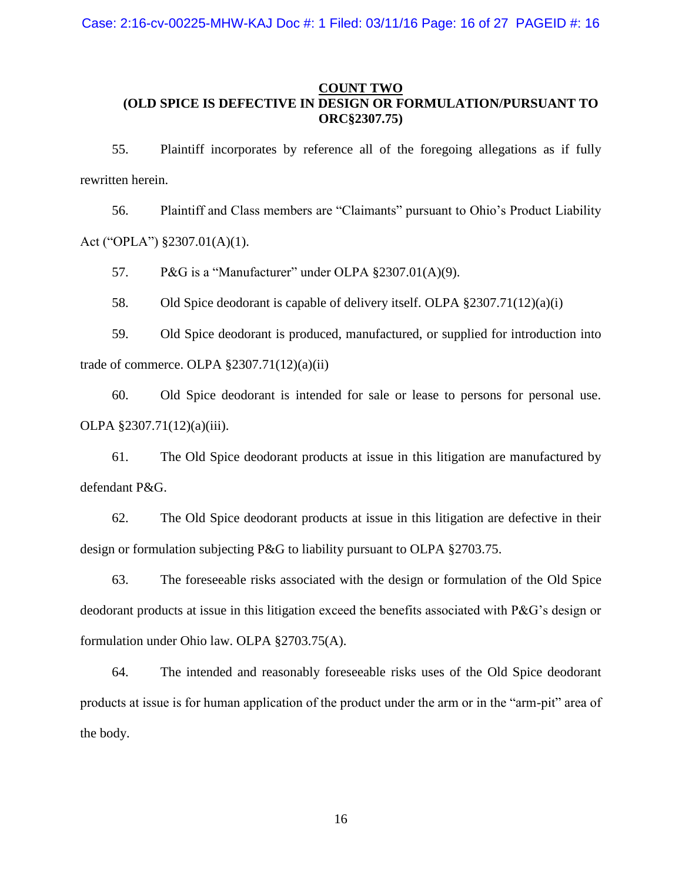## COUNT TWO

## (OLD SPICE IS DEFECTIVE IN DESIGN OR FORMULATION/PURSUANT TO ORC§2307.75)

55. Plaintiff incorporates by reference all of the foregoing allegations as if fully rewritten herein.

56. Plaintiff and Class members are "Claimants" pursuant to Ohio's Product Liability Act ("OPLA") §2307.01(A)(1).

57. P&G is a "Manufacturer" under OLPA §2307.01(A)(9).

58. Old Spice deodorant is capable of delivery itself. OLPA §2307.71(12)(a)(i)

59. Old Spice deodorant is produced, manufactured, or supplied for introduction into trade of commerce. OLPA §2307.71(12)(a)(ii)

60. Old Spice deodorant is intended for sale or lease to persons for personal use. OLPA §2307.71(12)(a)(iii).

61. The Old Spice deodorant products at issue in this litigation are manufactured by defendant P&G.

62. The Old Spice deodorant products at issue in this litigation are defective in their design or formulation subjecting P&G to liability pursuant to OLPA §2703.75.

63. The foreseeable risks associated with the design or formulation of the Old Spice deodorant products at issue in this litigation exceed the benefits associated with P&G's design or formulation under Ohio law. OLPA §2703.75(A).

64. The intended and reasonably foreseeable risks uses of the Old Spice deodorant products at issue is for human application of the product under the arm or in the "arm-pit" area of the body.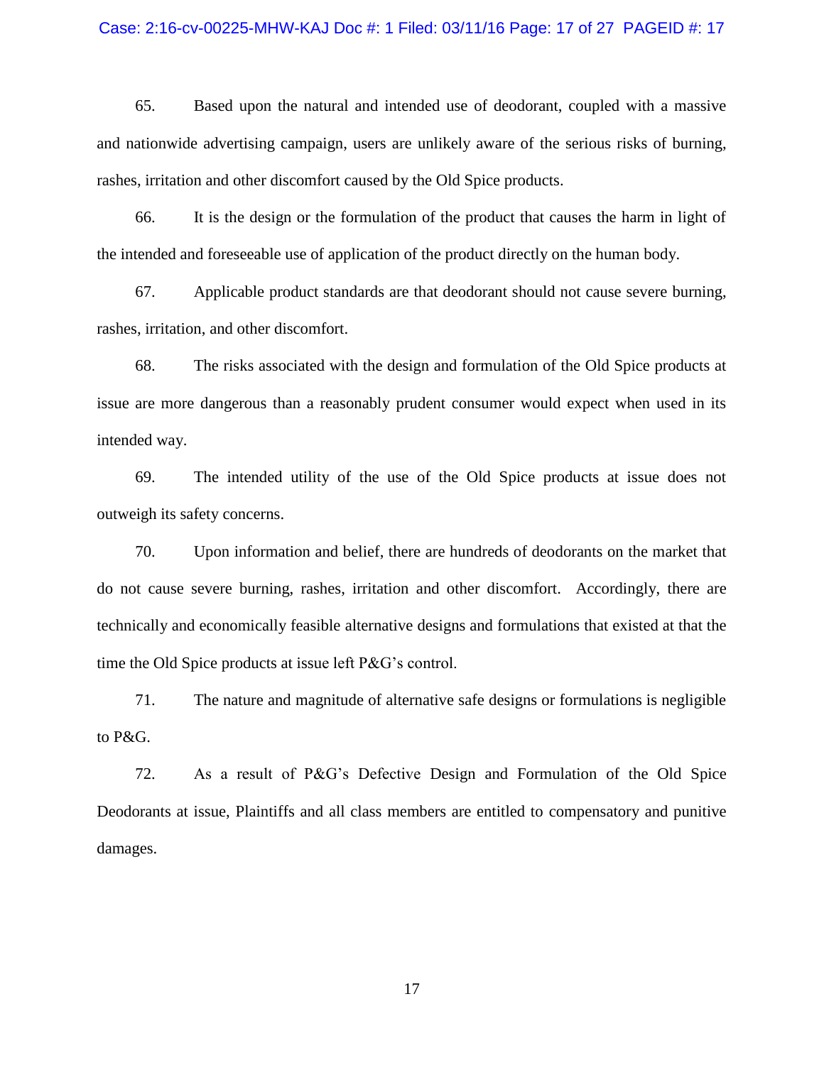65. Based upon the natural and intended use of deodorant, coupled with a massive and nationwide advertising campaign, users are unlikely aware of the serious risks of burning, rashes, irritation and other discomfort caused by the Old Spice products.

66. It is the design or the formulation of the product that causes the harm in light of the intended and foreseeable use of application of the product directly on the human body.

67. Applicable product standards are that deodorant should not cause severe burning, rashes, irritation, and other discomfort.

68. The risks associated with the design and formulation of the Old Spice products at issue are more dangerous than a reasonably prudent consumer would expect when used in its intended way.

69. The intended utility of the use of the Old Spice products at issue does not outweigh its safety concerns.

70. Upon information and belief, there are hundreds of deodorants on the market that do not cause severe burning, rashes, irritation and other discomfort. Accordingly, there are technically and economically feasible alternative designs and formulations that existed at that the time the Old Spice products at issue left P&G's control.

71. The nature and magnitude of alternative safe designs or formulations is negligible to P&G.

72. As a result of P&G's Defective Design and Formulation of the Old Spice Deodorants at issue, Plaintiffs and all class members are entitled to compensatory and punitive damages.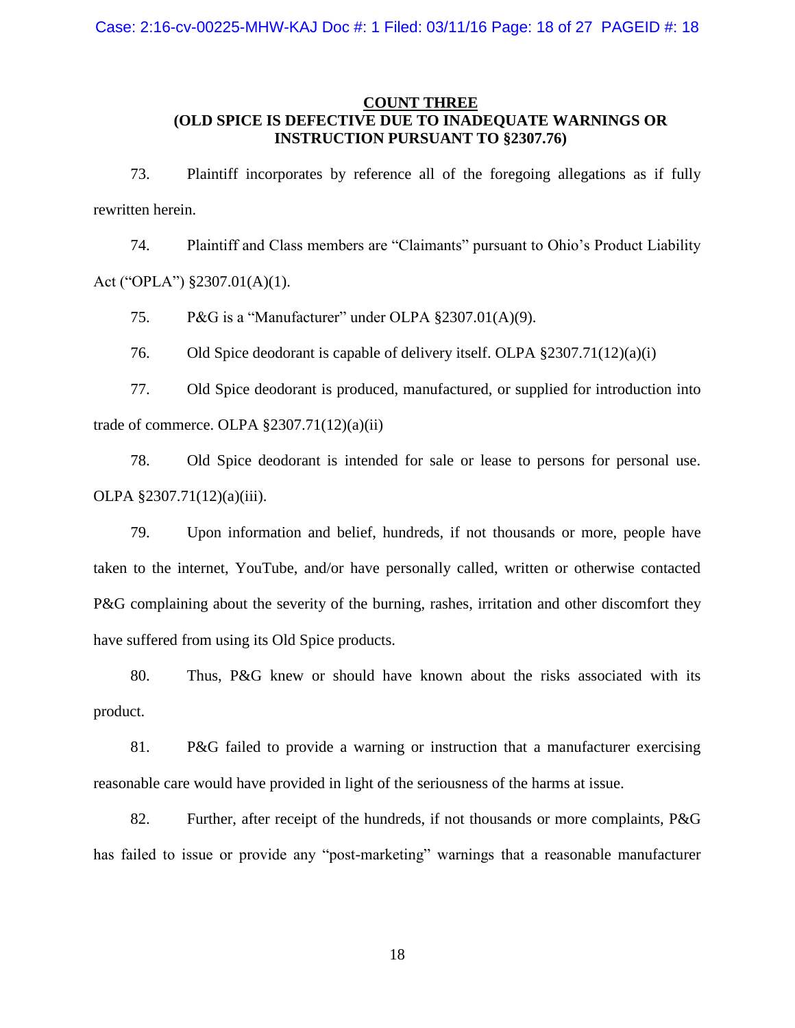**COUNT THREE**
**(OLD SPICE IS DEFECTIVE DUE TO INADEQUATE WARNINGS OR INSTRUCTION PURSUANT TO §2307.76)**

73. Plaintiff incorporates by reference all of the foregoing allegations as if fully rewritten herein.

74. Plaintiff and Class members are "Claimants" pursuant to Ohio's Product Liability Act ("OPLA") §2307.01(A)(1).

75. P&G is a "Manufacturer" under OLPA §2307.01(A)(9).

76. Old Spice deodorant is capable of delivery itself. OLPA §2307.71(12)(a)(i)

77. Old Spice deodorant is produced, manufactured, or supplied for introduction into trade of commerce. OLPA §2307.71(12)(a)(ii)

78. Old Spice deodorant is intended for sale or lease to persons for personal use. OLPA §2307.71(12)(a)(iii).

79. Upon information and belief, hundreds, if not thousands or more, people have taken to the internet, YouTube, and/or have personally called, written or otherwise contacted P&G complaining about the severity of the burning, rashes, irritation and other discomfort they have suffered from using its Old Spice products.

80. Thus, P&G knew or should have known about the risks associated with its product.

81. P&G failed to provide a warning or instruction that a manufacturer exercising reasonable care would have provided in light of the seriousness of the harms at issue.

82. Further, after receipt of the hundreds, if not thousands or more complaints, P&G has failed to issue or provide any "post-marketing" warnings that a reasonable manufacturer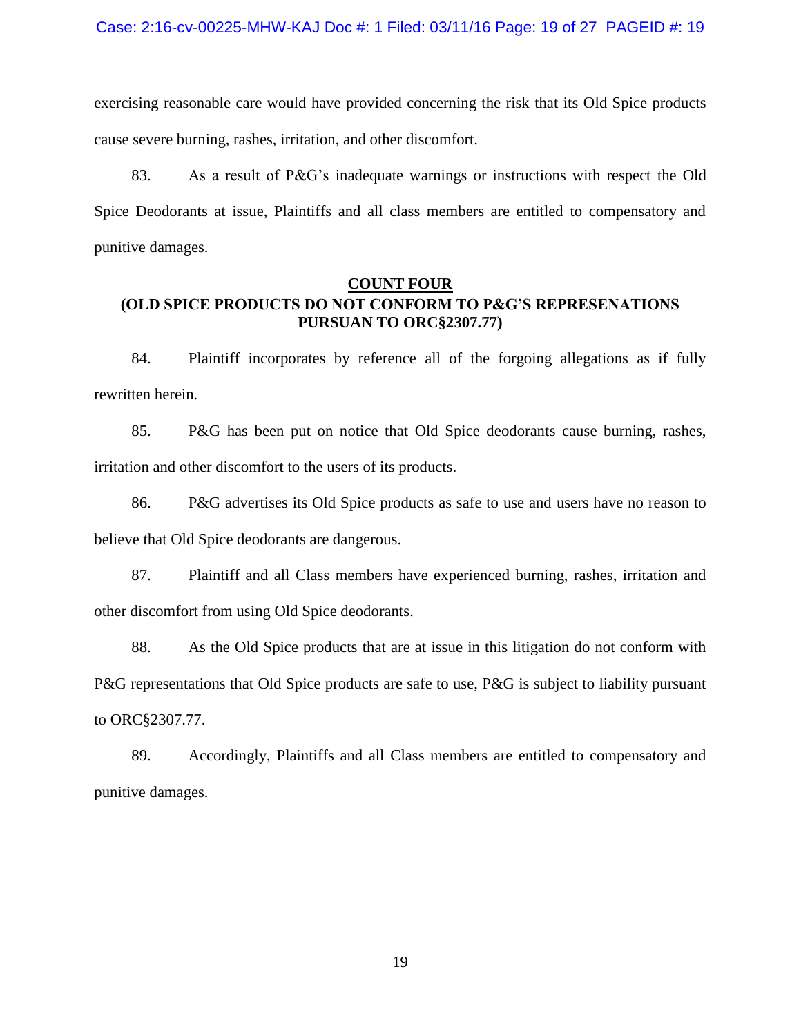exercising reasonable care would have provided concerning the risk that its Old Spice products cause severe burning, rashes, irritation, and other discomfort.

83. As a result of P&G's inadequate warnings or instructions with respect the Old Spice Deodorants at issue, Plaintiffs and all class members are entitled to compensatory and punitive damages.

**COUNT FOUR**

**(OLD SPICE PRODUCTS DO NOT CONFORM TO P&G'S REPRESENATIONS PURSUAN TO ORC§2307.77)**

84. Plaintiff incorporates by reference all of the forgoing allegations as if fully rewritten herein.

85. P&G has been put on notice that Old Spice deodorants cause burning, rashes, irritation and other discomfort to the users of its products.

86. P&G advertises its Old Spice products as safe to use and users have no reason to believe that Old Spice deodorants are dangerous.

87. Plaintiff and all Class members have experienced burning, rashes, irritation and other discomfort from using Old Spice deodorants.

88. As the Old Spice products that are at issue in this litigation do not conform with P&G representations that Old Spice products are safe to use, P&G is subject to liability pursuant to ORC§2307.77.

89. Accordingly, Plaintiffs and all Class members are entitled to compensatory and punitive damages.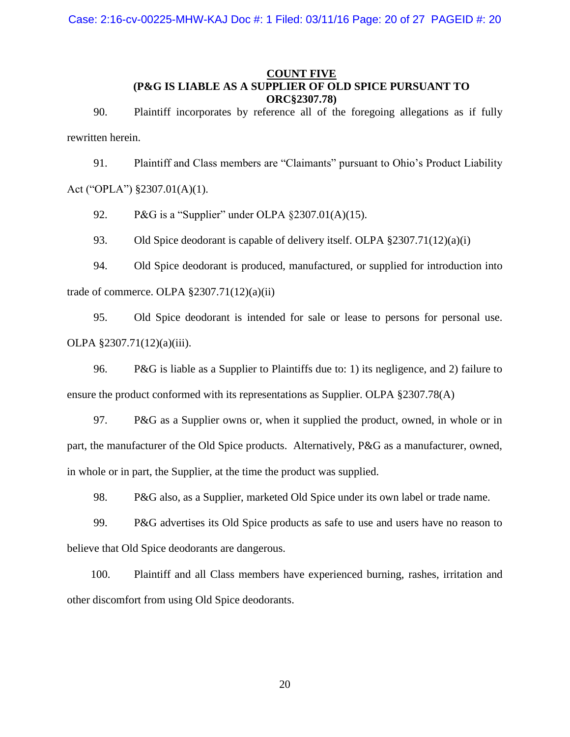## COUNT FIVE

**(P&G IS LIABLE AS A SUPPLIER OF OLD SPICE PURSUANT TO ORC§2307.78)**

90. Plaintiff incorporates by reference all of the foregoing allegations as if fully rewritten herein.

91. Plaintiff and Class members are "Claimants" pursuant to Ohio's Product Liability Act ("OPLA") §2307.01(A)(1).

92. P&G is a "Supplier" under OLPA §2307.01(A)(15).

93. Old Spice deodorant is capable of delivery itself. OLPA §2307.71(12)(a)(i)

94. Old Spice deodorant is produced, manufactured, or supplied for introduction into trade of commerce. OLPA §2307.71(12)(a)(ii)

95. Old Spice deodorant is intended for sale or lease to persons for personal use. OLPA §2307.71(12)(a)(iii).

96. P&G is liable as a Supplier to Plaintiffs due to: 1) its negligence, and 2) failure to ensure the product conformed with its representations as Supplier. OLPA §2307.78(A)

97. P&G as a Supplier owns or, when it supplied the product, owned, in whole or in part, the manufacturer of the Old Spice products. Alternatively, P&G as a manufacturer, owned, in whole or in part, the Supplier, at the time the product was supplied.

98. P&G also, as a Supplier, marketed Old Spice under its own label or trade name.

99. P&G advertises its Old Spice products as safe to use and users have no reason to believe that Old Spice deodorants are dangerous.

100. Plaintiff and all Class members have experienced burning, rashes, irritation and other discomfort from using Old Spice deodorants.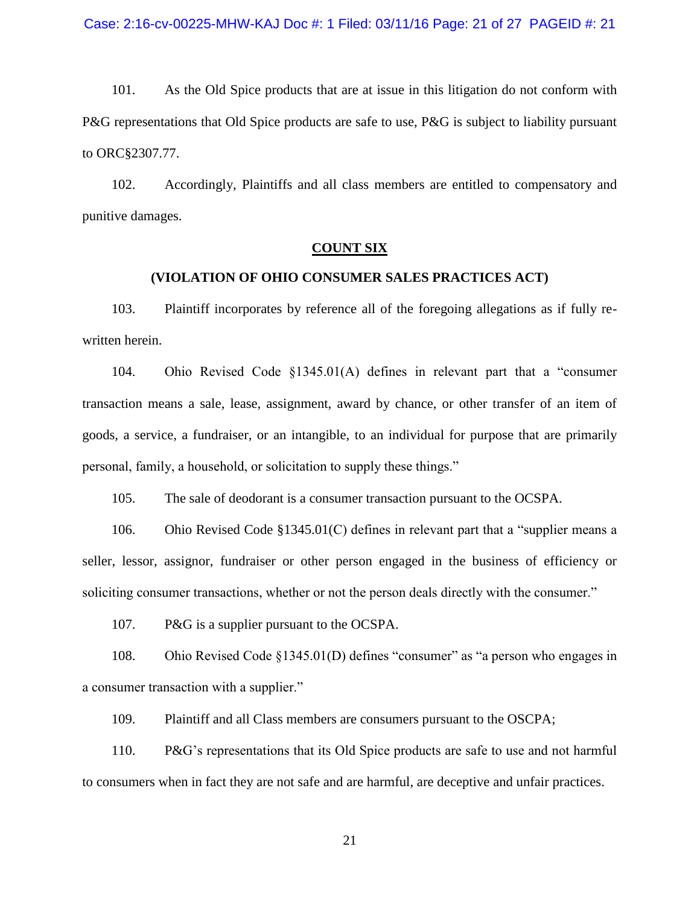101. As the Old Spice products that are at issue in this litigation do not conform with P&G representations that Old Spice products are safe to use, P&G is subject to liability pursuant to ORC§2307.77.

102. Accordingly, Plaintiffs and all class members are entitled to compensatory and punitive damages.

## COUNT SIX

### (VIOLATION OF OHIO CONSUMER SALES PRACTICES ACT)

103. Plaintiff incorporates by reference all of the foregoing allegations as if fully re-written herein.

104. Ohio Revised Code §1345.01(A) defines in relevant part that a "consumer transaction means a sale, lease, assignment, award by chance, or other transfer of an item of goods, a service, a fundraiser, or an intangible, to an individual for purpose that are primarily personal, family, a household, or solicitation to supply these things."

105. The sale of deodorant is a consumer transaction pursuant to the OCSPA.

106. Ohio Revised Code §1345.01(C) defines in relevant part that a "supplier means a seller, lessor, assignor, fundraiser or other person engaged in the business of efficiency or soliciting consumer transactions, whether or not the person deals directly with the consumer."

107. P&G is a supplier pursuant to the OCSPA.

108. Ohio Revised Code §1345.01(D) defines "consumer" as "a person who engages in a consumer transaction with a supplier."

109. Plaintiff and all Class members are consumers pursuant to the OSCPA;

110. P&G's representations that its Old Spice products are safe to use and not harmful to consumers when in fact they are not safe and are harmful, are deceptive and unfair practices.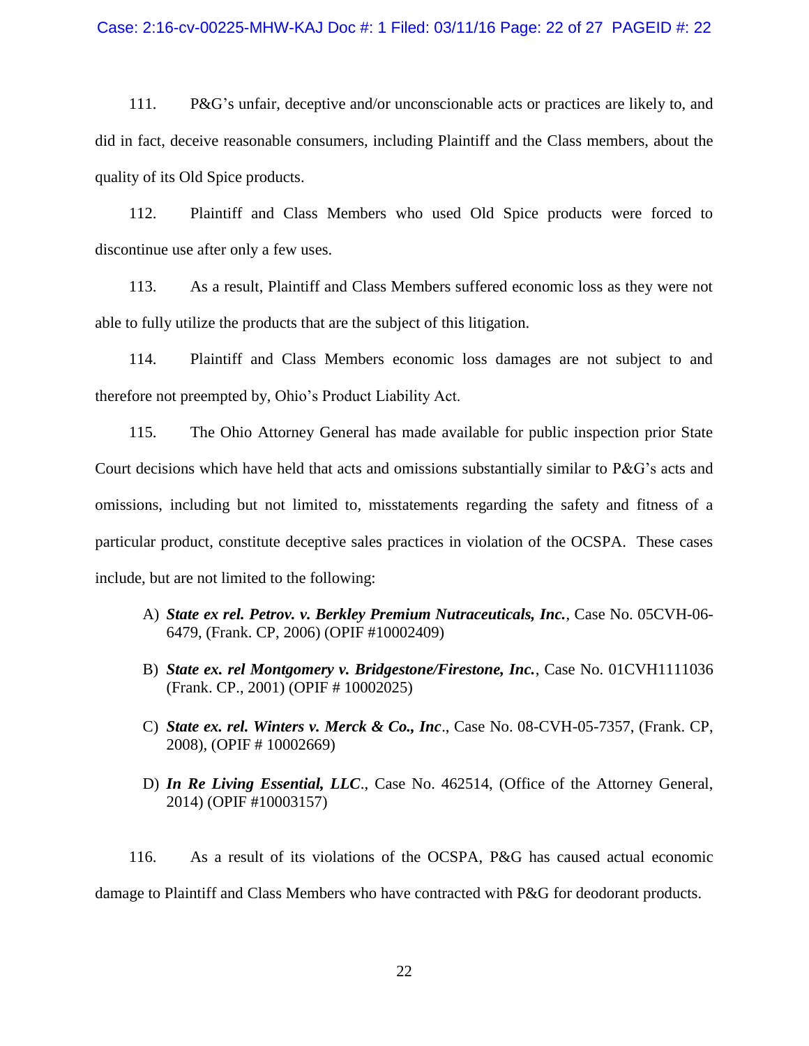111. P&G's unfair, deceptive and/or unconscionable acts or practices are likely to, and did in fact, deceive reasonable consumers, including Plaintiff and the Class members, about the quality of its Old Spice products.

112. Plaintiff and Class Members who used Old Spice products were forced to discontinue use after only a few uses.

113. As a result, Plaintiff and Class Members suffered economic loss as they were not able to fully utilize the products that are the subject of this litigation.

114. Plaintiff and Class Members economic loss damages are not subject to and therefore not preempted by, Ohio's Product Liability Act.

115. The Ohio Attorney General has made available for public inspection prior State Court decisions which have held that acts and omissions substantially similar to P&G's acts and omissions, including but not limited to, misstatements regarding the safety and fitness of a particular product, constitute deceptive sales practices in violation of the OCSPA. These cases include, but are not limited to the following:

A) ***State ex rel. Petrov. v. Berkley Premium Nutraceuticals, Inc.***, Case No. 05CVH-06-6479, (Frank. CP, 2006) (OPIF #10002409)

B) ***State ex. rel Montgomery v. Bridgestone/Firestone, Inc.***, Case No. 01CVH1111036 (Frank. CP., 2001) (OPIF # 10002025)

C) ***State ex. rel. Winters v. Merck & Co., Inc***., Case No. 08-CVH-05-7357, (Frank. CP, 2008), (OPIF # 10002669)

D) ***In Re Living Essential, LLC***., Case No. 462514, (Office of the Attorney General, 2014) (OPIF #10003157)

116. As a result of its violations of the OCSPA, P&G has caused actual economic damage to Plaintiff and Class Members who have contracted with P&G for deodorant products.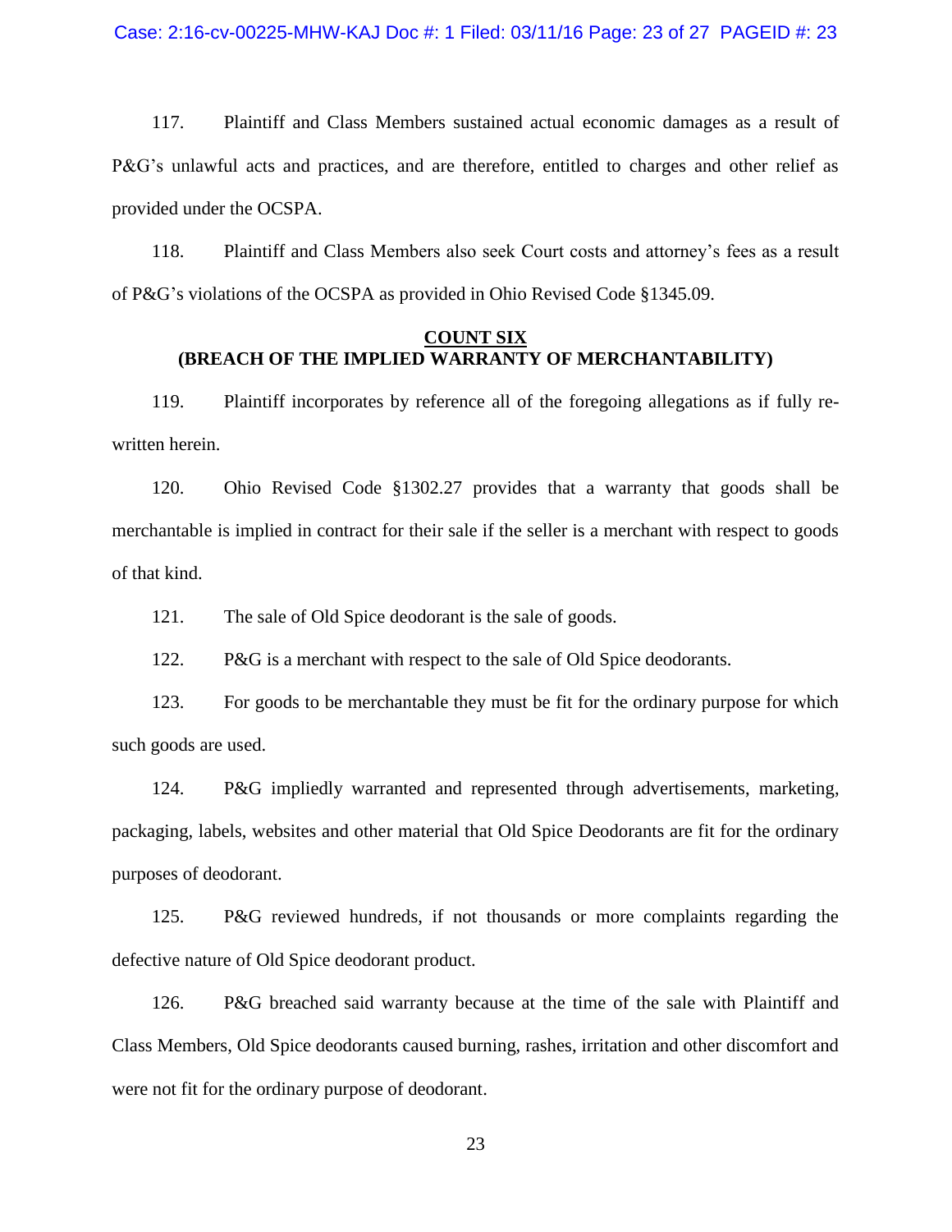117. Plaintiff and Class Members sustained actual economic damages as a result of P&G's unlawful acts and practices, and are therefore, entitled to charges and other relief as provided under the OCSPA.

118. Plaintiff and Class Members also seek Court costs and attorney's fees as a result of P&G's violations of the OCSPA as provided in Ohio Revised Code §1345.09.

## COUNT SIX
## (BREACH OF THE IMPLIED WARRANTY OF MERCHANTABILITY)

119. Plaintiff incorporates by reference all of the foregoing allegations as if fully re-written herein.

120. Ohio Revised Code §1302.27 provides that a warranty that goods shall be merchantable is implied in contract for their sale if the seller is a merchant with respect to goods of that kind.

121. The sale of Old Spice deodorant is the sale of goods.

122. P&G is a merchant with respect to the sale of Old Spice deodorants.

123. For goods to be merchantable they must be fit for the ordinary purpose for which such goods are used.

124. P&G impliedly warranted and represented through advertisements, marketing, packaging, labels, websites and other material that Old Spice Deodorants are fit for the ordinary purposes of deodorant.

125. P&G reviewed hundreds, if not thousands or more complaints regarding the defective nature of Old Spice deodorant product.

126. P&G breached said warranty because at the time of the sale with Plaintiff and Class Members, Old Spice deodorants caused burning, rashes, irritation and other discomfort and were not fit for the ordinary purpose of deodorant.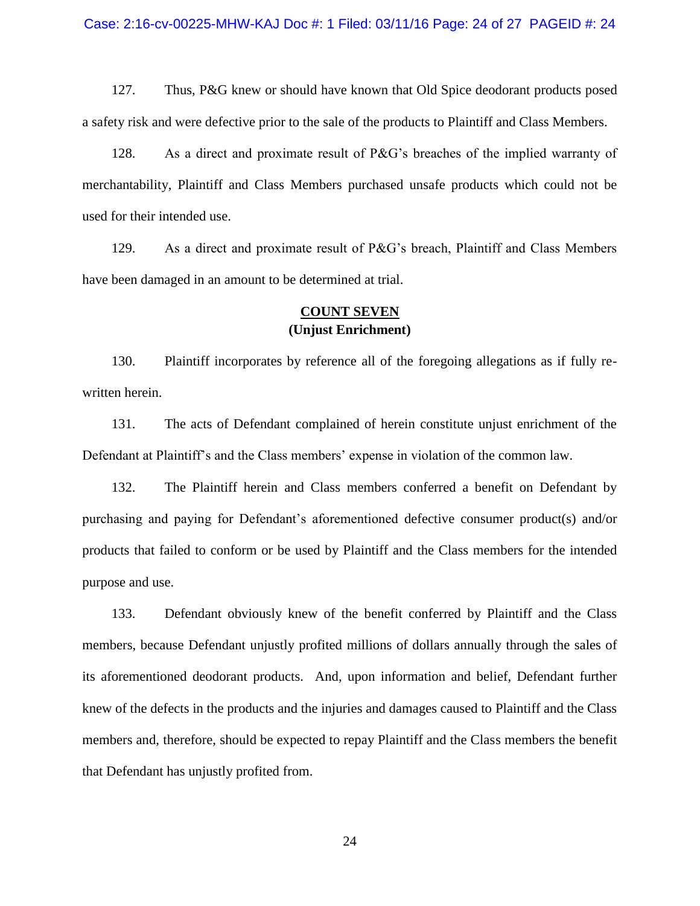127. Thus, P&G knew or should have known that Old Spice deodorant products posed a safety risk and were defective prior to the sale of the products to Plaintiff and Class Members.

128. As a direct and proximate result of P&G's breaches of the implied warranty of merchantability, Plaintiff and Class Members purchased unsafe products which could not be used for their intended use.

129. As a direct and proximate result of P&G's breach, Plaintiff and Class Members have been damaged in an amount to be determined at trial.

**COUNT SEVEN**
**(Unjust Enrichment)**

130. Plaintiff incorporates by reference all of the foregoing allegations as if fully re-written herein.

131. The acts of Defendant complained of herein constitute unjust enrichment of the Defendant at Plaintiff's and the Class members' expense in violation of the common law.

132. The Plaintiff herein and Class members conferred a benefit on Defendant by purchasing and paying for Defendant's aforementioned defective consumer product(s) and/or products that failed to conform or be used by Plaintiff and the Class members for the intended purpose and use.

133. Defendant obviously knew of the benefit conferred by Plaintiff and the Class members, because Defendant unjustly profited millions of dollars annually through the sales of its aforementioned deodorant products. And, upon information and belief, Defendant further knew of the defects in the products and the injuries and damages caused to Plaintiff and the Class members and, therefore, should be expected to repay Plaintiff and the Class members the benefit that Defendant has unjustly profited from.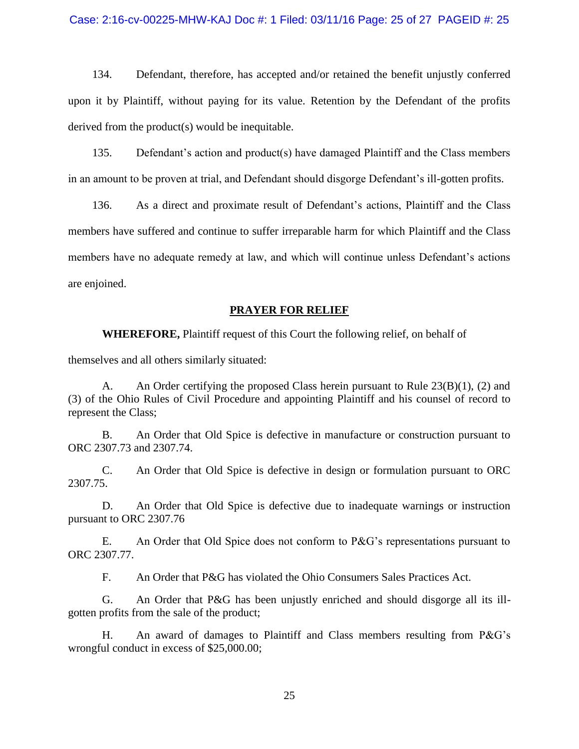134. Defendant, therefore, has accepted and/or retained the benefit unjustly conferred upon it by Plaintiff, without paying for its value. Retention by the Defendant of the profits derived from the product(s) would be inequitable.

135. Defendant's action and product(s) have damaged Plaintiff and the Class members in an amount to be proven at trial, and Defendant should disgorge Defendant's ill-gotten profits.

136. As a direct and proximate result of Defendant's actions, Plaintiff and the Class members have suffered and continue to suffer irreparable harm for which Plaintiff and the Class members have no adequate remedy at law, and which will continue unless Defendant's actions are enjoined.

## PRAYER FOR RELIEF

**WHEREFORE,** Plaintiff request of this Court the following relief, on behalf of themselves and all others similarly situated:

A. An Order certifying the proposed Class herein pursuant to Rule 23(B)(1), (2) and (3) of the Ohio Rules of Civil Procedure and appointing Plaintiff and his counsel of record to represent the Class;

B. An Order that Old Spice is defective in manufacture or construction pursuant to ORC 2307.73 and 2307.74.

C. An Order that Old Spice is defective in design or formulation pursuant to ORC 2307.75.

D. An Order that Old Spice is defective due to inadequate warnings or instruction pursuant to ORC 2307.76

E. An Order that Old Spice does not conform to P&G's representations pursuant to ORC 2307.77.

F. An Order that P&G has violated the Ohio Consumers Sales Practices Act.

G. An Order that P&G has been unjustly enriched and should disgorge all its ill-gotten profits from the sale of the product;

H. An award of damages to Plaintiff and Class members resulting from P&G's wrongful conduct in excess of $25,000.00;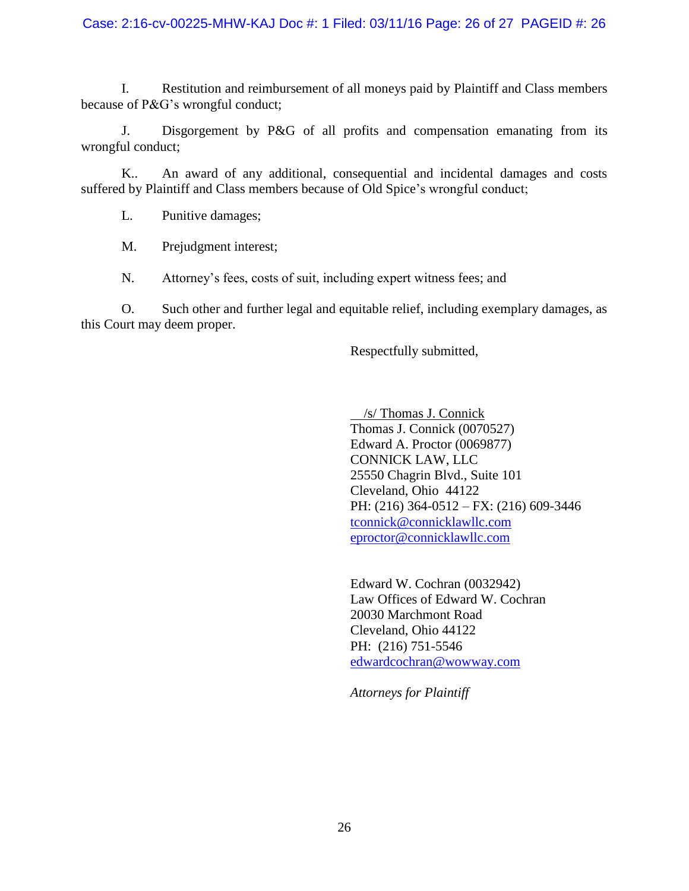I. Restitution and reimbursement of all moneys paid by Plaintiff and Class members because of P&G's wrongful conduct;

J. Disgorgement by P&G of all profits and compensation emanating from its wrongful conduct;

K.. An award of any additional, consequential and incidental damages and costs suffered by Plaintiff and Class members because of Old Spice's wrongful conduct;

L. Punitive damages;

M. Prejudgment interest;

N. Attorney's fees, costs of suit, including expert witness fees; and

O. Such other and further legal and equitable relief, including exemplary damages, as this Court may deem proper.

Respectfully submitted,

/s/ Thomas J. Connick
Thomas J. Connick (0070527)
Edward A. Proctor (0069877)
CONNICK LAW, LLC
25550 Chagrin Blvd., Suite 101
Cleveland, Ohio 44122
PH: (216) 364-0512 – FX: (216) 609-3446
tconnick@connicklawllc.com
eproctor@connicklawllc.com

Edward W. Cochran (0032942)
Law Offices of Edward W. Cochran
20030 Marchmont Road
Cleveland, Ohio 44122
PH: (216) 751-5546
edwardcochran@wowway.com

*Attorneys for Plaintiff*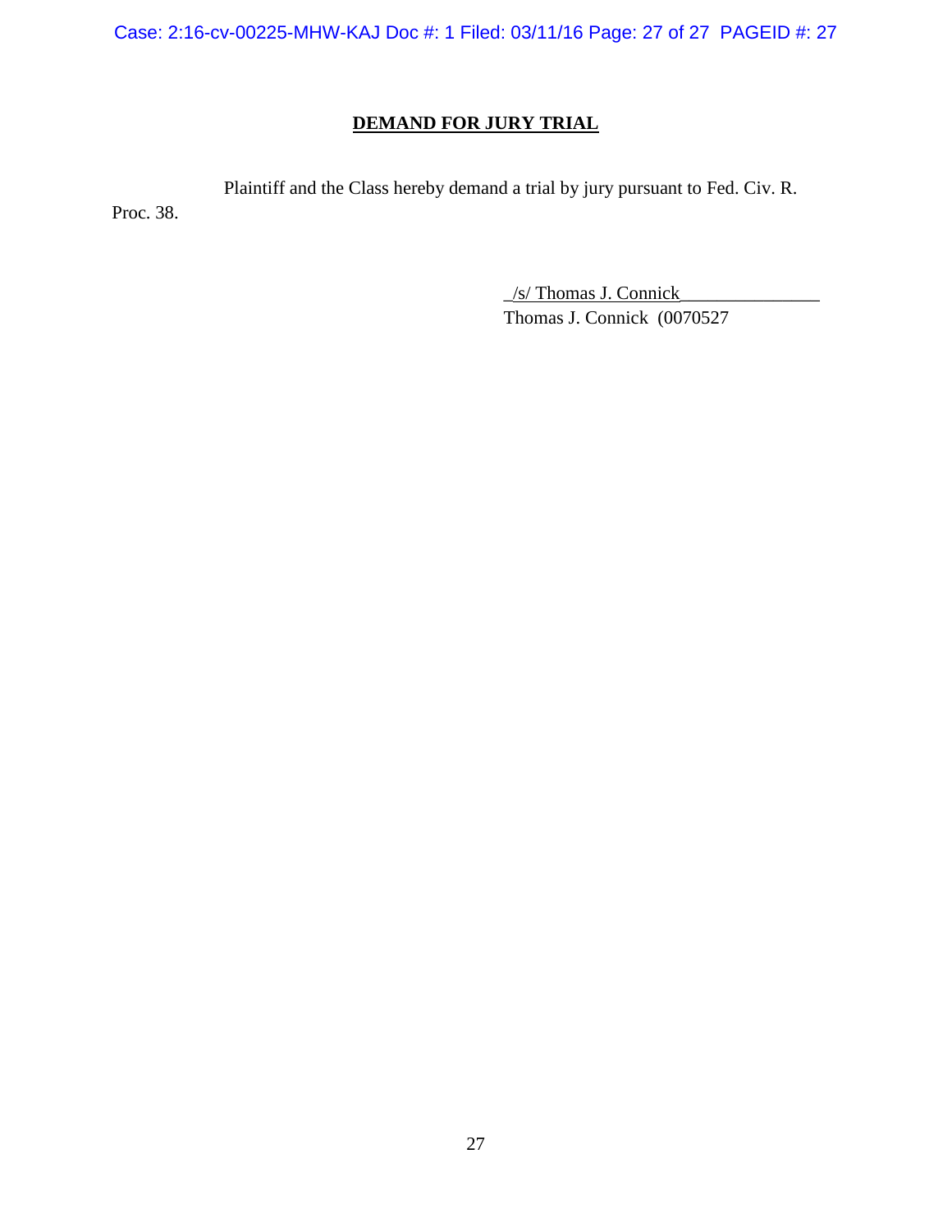## DEMAND FOR JURY TRIAL

Plaintiff and the Class hereby demand a trial by jury pursuant to Fed. Civ. R. Proc. 38.

_/s/ Thomas J. Connick_______________
Thomas J. Connick (0070527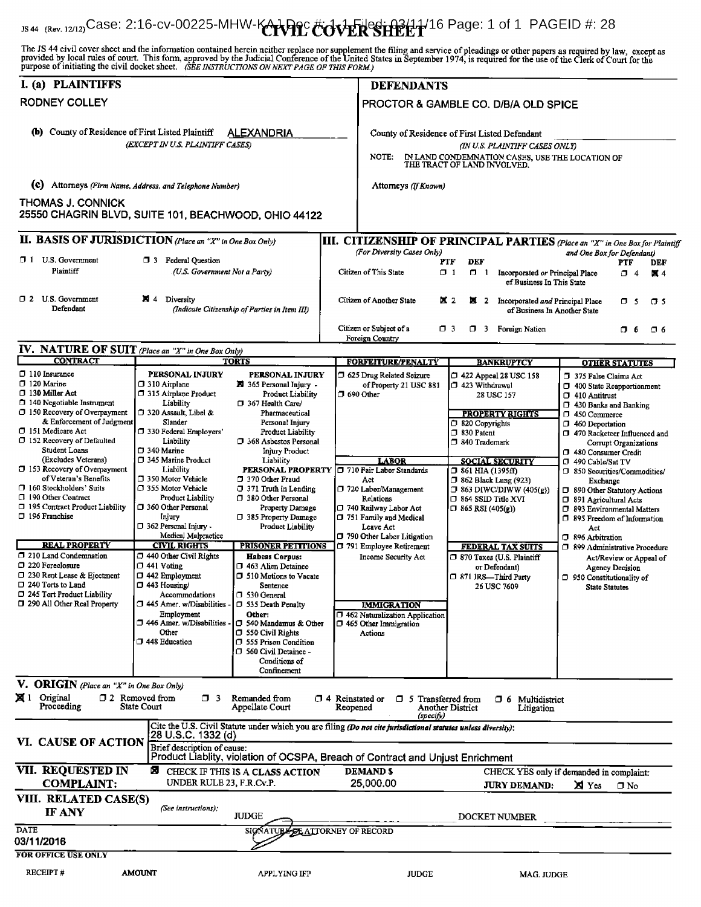JS 44 (Rev. 12/12) Case: 2:16-cv-00225-MHW-KAJ Doc #: 1-1 Filed: 03/11/16 Page: 1 of 1 PAGEID #: 28

# CIVIL COVER SHEET

The JS 44 civil cover sheet and the information contained herein neither replace nor supplement the filing and service of pleadings or other papers as required by law, except as provided by local rules of court. This form, approved by the Judicial Conference of the United States in September 1974, is required for the use of the Clerk of Court for the purpose of initiating the civil docket sheet. *(SEE INSTRUCTIONS ON NEXT PAGE OF THIS FORM.)*

## I. (a) PLAINTIFFS

RODNEY COLLEY

## DEFENDANTS

PROCTOR & GAMBLE CO. D/B/A OLD SPICE

**(b)** County of Residence of First Listed Plaintiff ALEXANDRIA
*(EXCEPT IN U.S. PLAINTIFF CASES)*

County of Residence of First Listed Defendant
*(IN U.S. PLAINTIFF CASES ONLY)*
NOTE: IN LAND CONDEMNATION CASES, USE THE LOCATION OF THE TRACT OF LAND INVOLVED.

**(c)** Attorneys *(Firm Name, Address, and Telephone Number)*

THOMAS J. CONNICK
25550 CHAGRIN BLVD, SUITE 101, BEACHWOOD, OHIO 44122

Attorneys *(If Known)*

## II. BASIS OF JURISDICTION *(Place an "X" in One Box Only)*

- ☐ 1 U.S. Government Plaintiff
- ☐ 3 Federal Question (U.S. Government Not a Party)
- ☐ 2 U.S. Government Defendant
- ☒ 4 Diversity (Indicate Citizenship of Parties in Item III)

## III. CITIZENSHIP OF PRINCIPAL PARTIES *(Place an "X" in One Box for Plaintiff and One Box for Defendant)*
*(For Diversity Cases Only)*

| | PTF | DEF | | PTF | DEF |
|---|---|---|---|---|---|
| Citizen of This State | ☐ 1 | ☐ 1 | Incorporated *or* Principal Place of Business In This State | ☐ 4 | ☒ 4 |
| Citizen of Another State | ☒ 2 | ☒ 2 | Incorporated *and* Principal Place of Business In Another State | ☐ 5 | ☐ 5 |
| Citizen or Subject of a Foreign Country | ☐ 3 | ☐ 3 | Foreign Nation | ☐ 6 | ☐ 6 |

## IV. NATURE OF SUIT *(Place an "X" in One Box Only)*

**CONTRACT**
- ☐ 110 Insurance
- ☐ 120 Marine
- ☐ 130 Miller Act
- ☐ 140 Negotiable Instrument
- ☐ 150 Recovery of Overpayment & Enforcement of Judgment
- ☐ 151 Medicare Act
- ☐ 152 Recovery of Defaulted Student Loans (Excludes Veterans)
- ☐ 153 Recovery of Overpayment of Veteran's Benefits
- ☐ 160 Stockholders' Suits
- ☐ 190 Other Contract
- ☐ 195 Contract Product Liability
- ☐ 196 Franchise

**REAL PROPERTY**
- ☐ 210 Land Condemnation
- ☐ 220 Foreclosure
- ☐ 230 Rent Lease & Ejectment
- ☐ 240 Torts to Land
- ☐ 245 Tort Product Liability
- ☐ 290 All Other Real Property

**TORTS**

PERSONAL INJURY
- ☐ 310 Airplane
- ☐ 315 Airplane Product Liability
- ☐ 320 Assault, Libel & Slander
- ☐ 330 Federal Employers' Liability
- ☐ 340 Marine
- ☐ 345 Marine Product Liability
- ☐ 350 Motor Vehicle
- ☐ 355 Motor Vehicle Product Liability
- ☐ 360 Other Personal Injury
- ☐ 362 Personal Injury - Medical Malpractice

PERSONAL INJURY
- ☒ 365 Personal Injury - Product Liability
- ☐ 367 Health Care/ Pharmaceutical Personal Injury Product Liability
- ☐ 368 Asbestos Personal Injury Product Liability

PERSONAL PROPERTY
- ☐ 370 Other Fraud
- ☐ 371 Truth in Lending
- ☐ 380 Other Personal Property Damage
- ☐ 385 Property Damage Product Liability

**CIVIL RIGHTS**
- ☐ 440 Other Civil Rights
- ☐ 441 Voting
- ☐ 442 Employment
- ☐ 443 Housing/ Accommodations
- ☐ 445 Amer. w/Disabilities - Employment
- ☐ 446 Amer. w/Disabilities - Other
- ☐ 448 Education

**PRISONER PETITIONS**

Habeas Corpus:
- ☐ 463 Alien Detainee
- ☐ 510 Motions to Vacate Sentence
- ☐ 530 General
- ☐ 535 Death Penalty

Other:
- ☐ 540 Mandamus & Other
- ☐ 550 Civil Rights
- ☐ 555 Prison Condition
- ☐ 560 Civil Detainee - Conditions of Confinement

**FORFEITURE/PENALTY**
- ☐ 625 Drug Related Seizure of Property 21 USC 881
- ☐ 690 Other

**LABOR**
- ☐ 710 Fair Labor Standards Act
- ☐ 720 Labor/Management Relations
- ☐ 740 Railway Labor Act
- ☐ 751 Family and Medical Leave Act
- ☐ 790 Other Labor Litigation
- ☐ 791 Employee Retirement Income Security Act

**IMMIGRATION**
- ☐ 462 Naturalization Application
- ☐ 465 Other Immigration Actions

**BANKRUPTCY**
- ☐ 422 Appeal 28 USC 158
- ☐ 423 Withdrawal 28 USC 157

**PROPERTY RIGHTS**
- ☐ 820 Copyrights
- ☐ 830 Patent
- ☐ 840 Trademark

**SOCIAL SECURITY**
- ☐ 861 HIA (1395ff)
- ☐ 862 Black Lung (923)
- ☐ 863 DIWC/DIWW (405(g))
- ☐ 864 SSID Title XVI
- ☐ 865 RSI (405(g))

**FEDERAL TAX SUITS**
- ☐ 870 Taxes (U.S. Plaintiff or Defendant)
- ☐ 871 IRS—Third Party 26 USC 7609

**OTHER STATUTES**
- ☐ 375 False Claims Act
- ☐ 400 State Reapportionment
- ☐ 410 Antitrust
- ☐ 430 Banks and Banking
- ☐ 450 Commerce
- ☐ 460 Deportation
- ☐ 470 Racketeer Influenced and Corrupt Organizations
- ☐ 480 Consumer Credit
- ☐ 490 Cable/Sat TV
- ☐ 850 Securities/Commodities/ Exchange
- ☐ 890 Other Statutory Actions
- ☐ 891 Agricultural Acts
- ☐ 893 Environmental Matters
- ☐ 895 Freedom of Information Act
- ☐ 896 Arbitration
- ☐ 899 Administrative Procedure Act/Review or Appeal of Agency Decision
- ☐ 950 Constitutionality of State Statutes

## V. ORIGIN *(Place an "X" in One Box Only)*

☒ 1 Original Proceeding ☐ 2 Removed from State Court ☐ 3 Remanded from Appellate Court ☐ 4 Reinstated or Reopened ☐ 5 Transferred from Another District *(specify)* ☐ 6 Multidistrict Litigation

## VI. CAUSE OF ACTION

Cite the U.S. Civil Statute under which you are filing *(Do not cite jurisdictional statutes unless diversity)*:
28 U.S.C. 1332 (d)

Brief description of cause:
Product Liablity, violation of OCSPA, Breach of Contract and Unjust Enrichment

## VII. REQUESTED IN COMPLAINT:

☒ CHECK IF THIS IS A CLASS ACTION UNDER RULE 23, F.R.Cv.P.

DEMAND $ 25,000.00

CHECK YES only if demanded in complaint: JURY DEMAND: ☒ Yes ☐ No

## VIII. RELATED CASE(S) IF ANY

*(See instructions):* JUDGE ____ DOCKET NUMBER ____

DATE 03/11/2016 SIGNATURE OF ATTORNEY OF RECORD

**FOR OFFICE USE ONLY**

RECEIPT # AMOUNT APPLYING IFP JUDGE MAG. JUDGE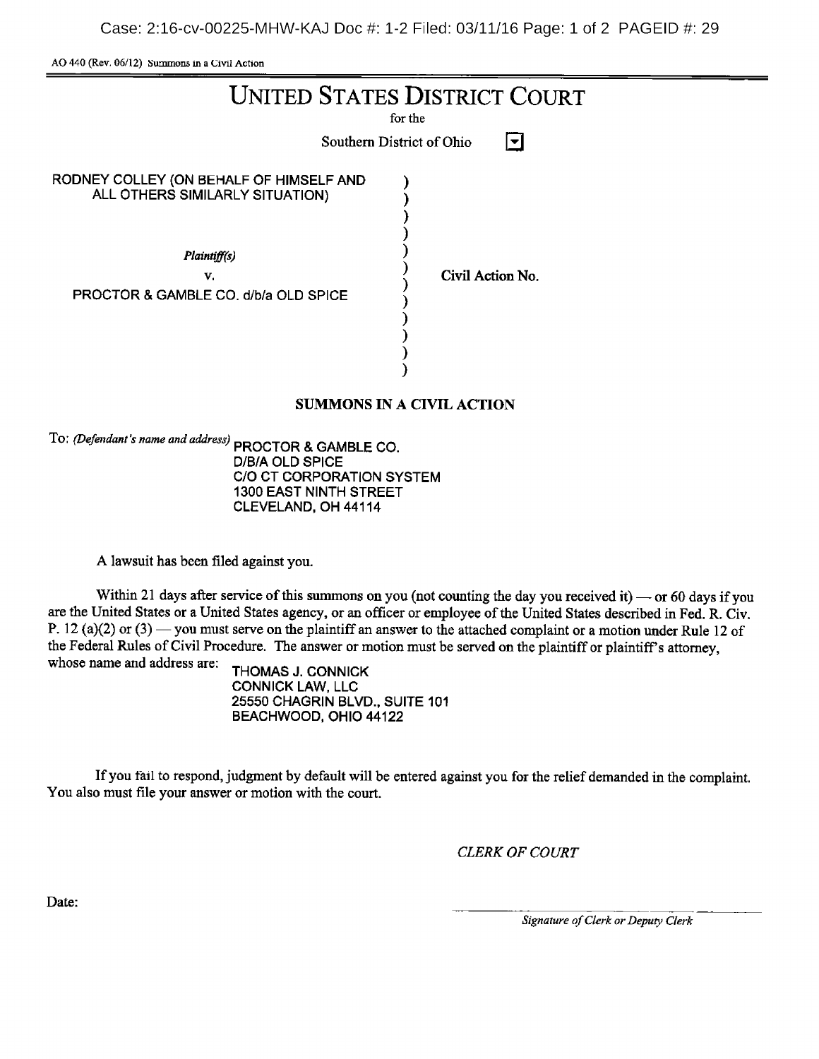AO 440 (Rev. 06/12) Summons in a Civil Action

# UNITED STATES DISTRICT COURT

for the

Southern District of Ohio

RODNEY COLLEY (ON BEHALF OF HIMSELF AND ALL OTHERS SIMILARLY SITUATION)

*Plaintiff(s)*

v.

PROCTOR & GAMBLE CO. d/b/a OLD SPICE

*Defendant(s)*

Civil Action No.

## SUMMONS IN A CIVIL ACTION

To: *(Defendant's name and address)* PROCTOR & GAMBLE CO.
D/B/A OLD SPICE
C/O CT CORPORATION SYSTEM
1300 EAST NINTH STREET
CLEVELAND, OH 44114

A lawsuit has been filed against you.

Within 21 days after service of this summons on you (not counting the day you received it) — or 60 days if you are the United States or a United States agency, or an officer or employee of the United States described in Fed. R. Civ. P. 12 (a)(2) or (3) — you must serve on the plaintiff an answer to the attached complaint or a motion under Rule 12 of the Federal Rules of Civil Procedure. The answer or motion must be served on the plaintiff or plaintiff's attorney, whose name and address are: THOMAS J. CONNICK
CONNICK LAW, LLC
25550 CHAGRIN BLVD., SUITE 101
BEACHWOOD, OHIO 44122

If you fail to respond, judgment by default will be entered against you for the relief demanded in the complaint. You also must file your answer or motion with the court.

*CLERK OF COURT*

Date: ______________________

*Signature of Clerk or Deputy Clerk*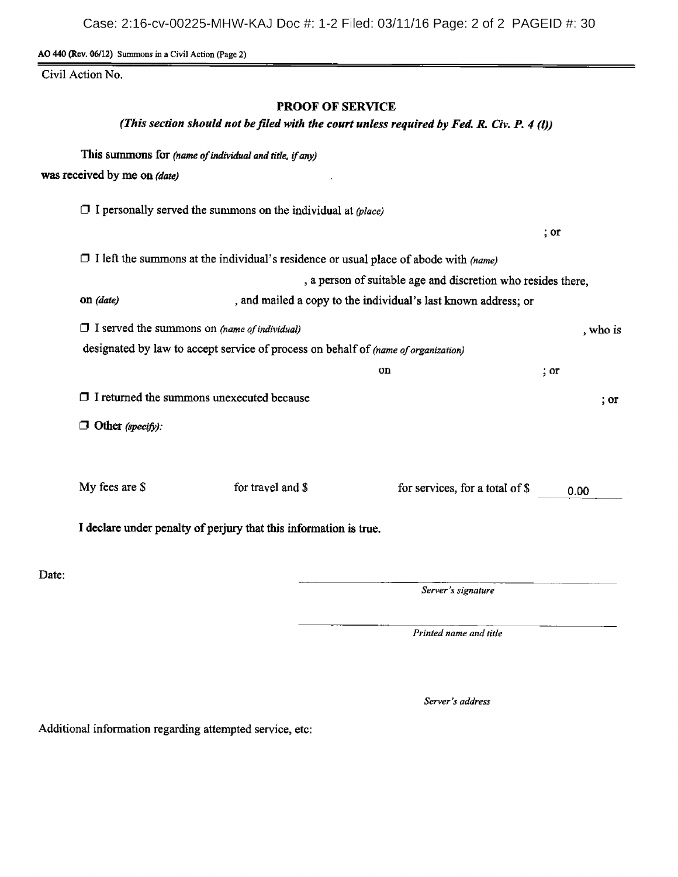AO 440 (Rev. 06/12) Summons in a Civil Action (Page 2)

Civil Action No.

## PROOF OF SERVICE

***(This section should not be filed with the court unless required by Fed. R. Civ. P. 4 (l))***

**This summons for** *(name of individual and title, if any)*

**was received by me on** *(date)*

☐ I personally served the summons on the individual at *(place)*

; or

☐ I left the summons at the individual's residence or usual place of abode with *(name)*

, a person of suitable age and discretion who resides there,

on *(date)* , and mailed a copy to the individual's last known address; or

☐ I served the summons on *(name of individual)* , who is

designated by law to accept service of process on behalf of *(name of organization)*

on ; or

☐ I returned the summons unexecuted because ; or

☐ **Other** *(specify):*

My fees are $ for travel and $ for services, for a total of $ 0.00

**I declare under penalty of perjury that this information is true.**

Date:

*Server's signature*

*Printed name and title*

*Server's address*

Additional information regarding attempted service, etc: